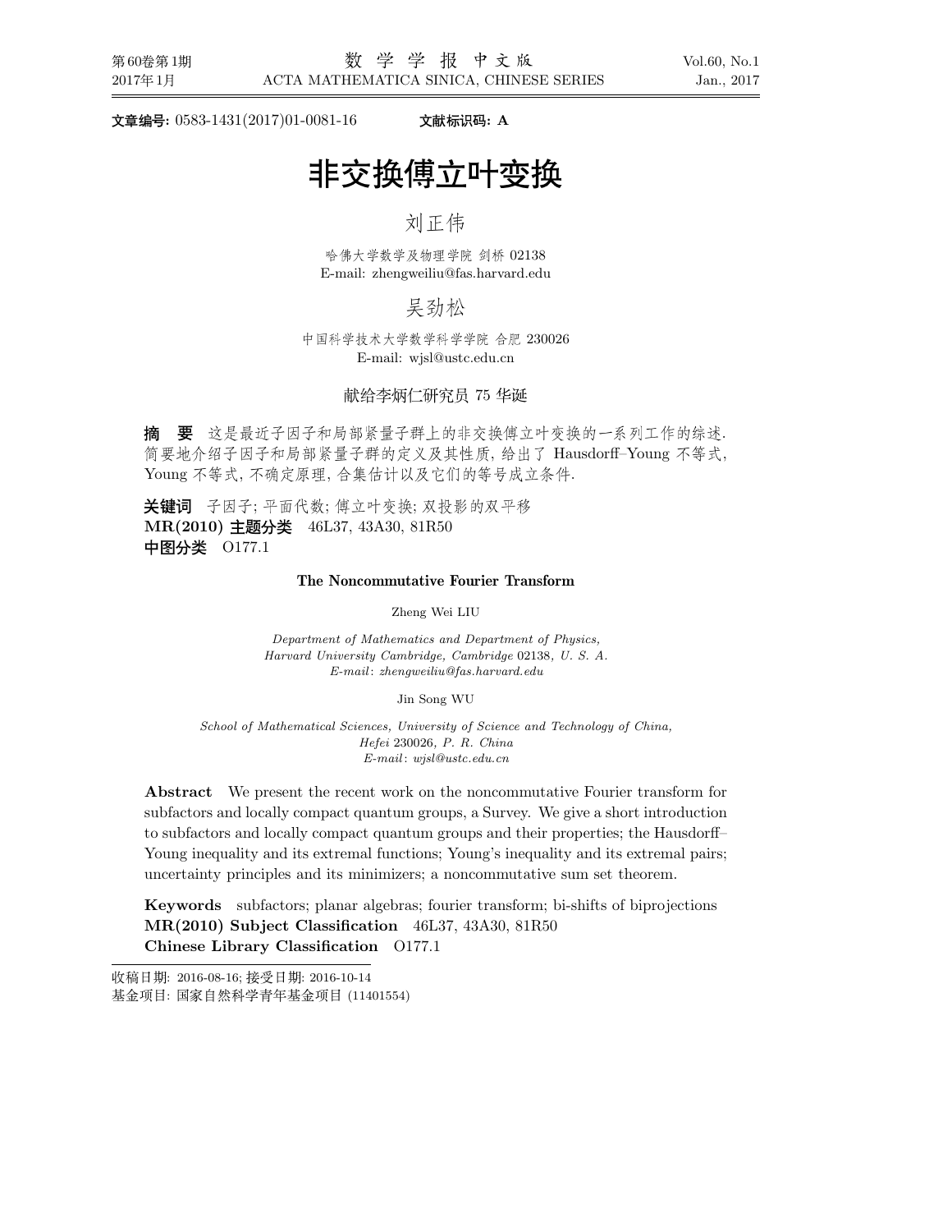**文章编号:** 0583-1431(2017)01-0081-16　　　**文献标识码: A**

# 非交换傅立叶变换

## 刘正伟

哈佛大学数学及物理学院 剑桥 02138
E-mail: zhengweiliu@fas.harvard.edu

## 吴劲松

中国科学技术大学数学科学学院 合肥 230026
E-mail: wjsl@ustc.edu.cn

献给李炳仁研究员 75 华诞

**摘　要**　这是最近子因子和局部紧量子群上的非交换傅立叶变换的一系列工作的综述. 简要地介绍子因子和局部紧量子群的定义及其性质, 给出了 Hausdorff–Young 不等式, Young 不等式, 不确定原理, 合集估计以及它们的等号成立条件.

**关键词**　子因子; 平面代数; 傅立叶变换; 双投影的双平移
**MR(2010) 主题分类**　46L37, 43A30, 81R50
**中图分类**　O177.1

### The Noncommutative Fourier Transform

Zheng Wei LIU

*Department of Mathematics and Department of Physics, Harvard University Cambridge, Cambridge* 02138*, U. S. A.*
*E-mail*: *zhengweiliu@fas.harvard.edu*

Jin Song WU

*School of Mathematical Sciences, University of Science and Technology of China, Hefei* 230026*, P. R. China*
*E-mail*: *wjsl@ustc.edu.cn*

**Abstract**　We present the recent work on the noncommutative Fourier transform for subfactors and locally compact quantum groups, a Survey. We give a short introduction to subfactors and locally compact quantum groups and their properties; the Hausdorff–Young inequality and its extremal functions; Young's inequality and its extremal pairs; uncertainty principles and its minimizers; a noncommutative sum set theorem.

**Keywords**　subfactors; planar algebras; fourier transform; bi-shifts of biprojections
**MR(2010) Subject Classification**　46L37, 43A30, 81R50
**Chinese Library Classification**　O177.1

---

收稿日期: 2016-08-16; 接受日期: 2016-10-14
基金项目: 国家自然科学青年基金项目 (11401554)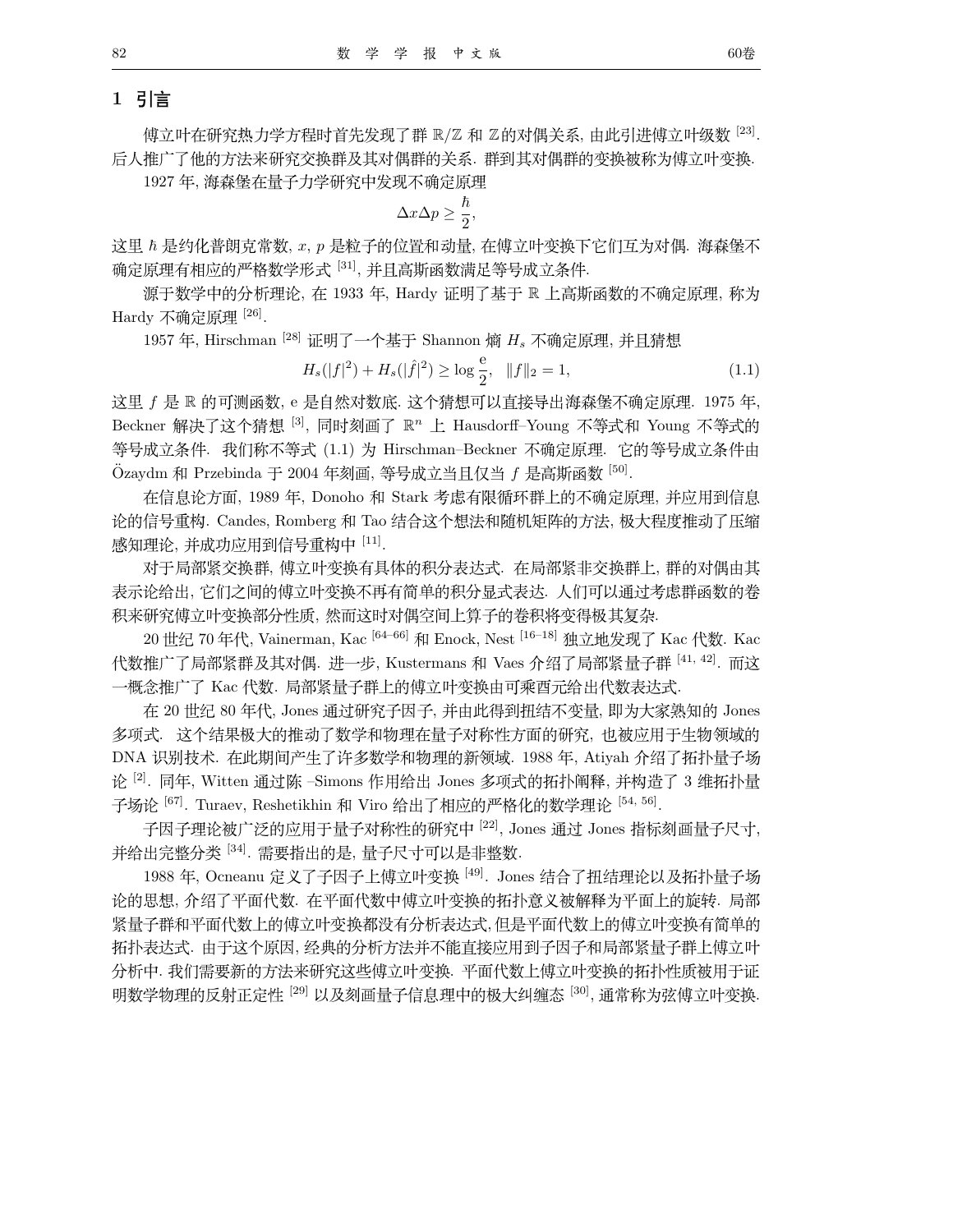## 1 引言

傅立叶在研究热力学方程时首先发现了群 $\mathbb{R}/\mathbb{Z}$ 和 $\mathbb{Z}$ 的对偶关系, 由此引进傅立叶级数 [23]. 后人推广了他的方法来研究交换群及其对偶群的关系. 群到其对偶群的变换被称为傅立叶变换.

1927 年, 海森堡在量子力学研究中发现不确定原理

$$\Delta x \Delta p \geq \frac{\hbar}{2},$$

这里 $\hbar$ 是约化普朗克常数, $x$, $p$ 是粒子的位置和动量, 在傅立叶变换下它们互为对偶. 海森堡不确定原理有相应的严格数学形式 [31], 并且高斯函数满足等号成立条件.

源于数学中的分析理论, 在 1933 年, Hardy 证明了基于 $\mathbb{R}$ 上高斯函数的不确定原理, 称为 Hardy 不确定原理 [26].

1957 年, Hirschman [28] 证明了一个基于 Shannon 熵 $H_s$ 不确定原理, 并且猜想

$$H_s(|f|^2) + H_s(|\hat{f}|^2) \geq \log \frac{\mathrm{e}}{2}, \quad \|f\|_2 = 1, \tag{1.1}$$

这里 $f$ 是 $\mathbb{R}$ 的可测函数, e 是自然对数底. 这个猜想可以直接导出海森堡不确定原理. 1975 年, Beckner 解决了这个猜想 [3], 同时刻画了 $\mathbb{R}^n$ 上 Hausdorff–Young 不等式和 Young 不等式的等号成立条件. 我们称不等式 (1.1) 为 Hirschman–Beckner 不确定原理. 它的等号成立条件由 Özaydm 和 Przebinda 于 2004 年刻画, 等号成立当且仅当 $f$ 是高斯函数 [50].

在信息论方面, 1989 年, Donoho 和 Stark 考虑有限循环群上的不确定原理, 并应用到信息论的信号重构. Candes, Romberg 和 Tao 结合这个想法和随机矩阵的方法, 极大程度推动了压缩感知理论, 并成功应用到信号重构中 [11].

对于局部紧交换群, 傅立叶变换有具体的积分表达式. 在局部紧非交换群上, 群的对偶由其表示论给出, 它们之间的傅立叶变换不再有简单的积分显式表达. 人们可以通过考虑群函数的卷积来研究傅立叶变换部分性质, 然而这时对偶空间上算子的卷积将变得极其复杂.

20 世纪 70 年代, Vainerman, Kac [64–66] 和 Enock, Nest [16–18] 独立地发现了 Kac 代数. Kac 代数推广了局部紧群及其对偶. 进一步, Kustermans 和 Vaes 介绍了局部紧量子群 [41, 42]. 而这一概念推广了 Kac 代数. 局部紧量子群上的傅立叶变换由可乘酉元给出代数表达式.

在 20 世纪 80 年代, Jones 通过研究子因子, 并由此得到扭结不变量, 即为大家熟知的 Jones 多项式. 这个结果极大的推动了数学和物理在量子对称性方面的研究, 也被应用于生物领域的 DNA 识别技术. 在此期间产生了许多数学和物理的新领域. 1988 年, Atiyah 介绍了拓扑量子场论 [2]. 同年, Witten 通过陈 –Simons 作用给出 Jones 多项式的拓扑阐释, 并构造了 3 维拓扑量子场论 [67]. Turaev, Reshetikhin 和 Viro 给出了相应的严格化的数学理论 [54, 56].

子因子理论被广泛的应用于量子对称性的研究中 [22], Jones 通过 Jones 指标刻画量子尺寸, 并给出完整分类 [34]. 需要指出的是, 量子尺寸可以是非整数.

1988 年, Ocneanu 定义了子因子上傅立叶变换 [49]. Jones 结合了扭结理论以及拓扑量子场论的思想, 介绍了平面代数. 在平面代数中傅立叶变换的拓扑意义被解释为平面上的旋转. 局部紧量子群和平面代数上的傅立叶变换都没有分析表达式,但是平面代数上的傅立叶变换有简单的拓扑表达式. 由于这个原因, 经典的分析方法并不能直接应用到子因子和局部紧量子群上傅立叶分析中. 我们需要新的方法来研究这些傅立叶变换. 平面代数上傅立叶变换的拓扑性质被用于证明数学物理的反射正定性 [29] 以及刻画量子信息理中的极大纠缠态 [30], 通常称为弦傅立叶变换.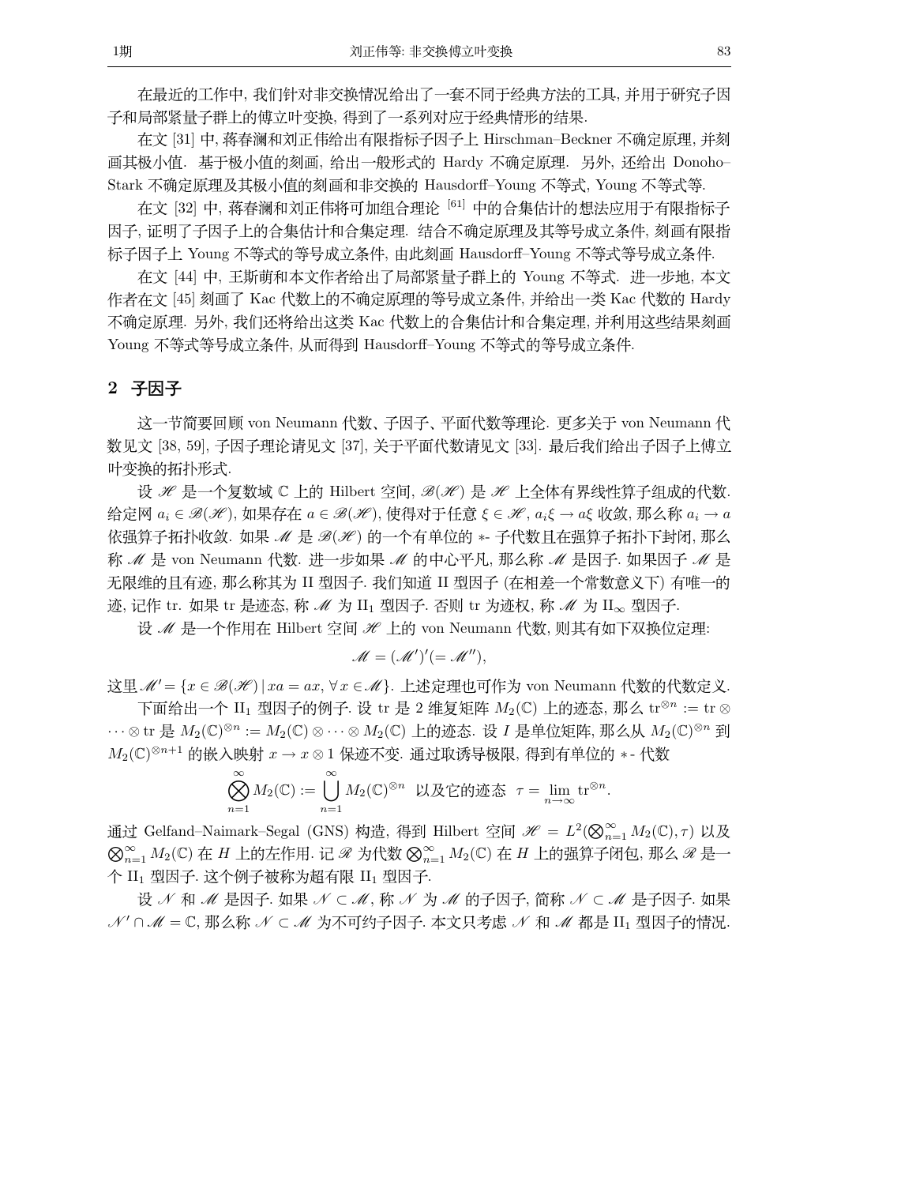在最近的工作中, 我们针对非交换情况给出了一套不同于经典方法的工具, 并用于研究子因子和局部紧量子群上的傅立叶变换, 得到了一系列对应于经典情形的结果.

在文 [31] 中, 蒋春澜和刘正伟给出有限指标子因子上 Hirschman–Beckner 不确定原理, 并刻画其极小值. 基于极小值的刻画, 给出一般形式的 Hardy 不确定原理. 另外, 还给出 Donoho–Stark 不确定原理及其极小值的刻画和非交换的 Hausdorff–Young 不等式, Young 不等式等.

在文 [32] 中, 蒋春澜和刘正伟将可加组合理论 [61] 中的合集估计的想法应用于有限指标子因子, 证明了子因子上的合集估计和合集定理. 结合不确定原理及其等号成立条件, 刻画有限指标子因子上 Young 不等式的等号成立条件, 由此刻画 Hausdorff–Young 不等式等号成立条件.

在文 [44] 中, 王斯萌和本文作者给出了局部紧量子群上的 Young 不等式. 进一步地, 本文作者在文 [45] 刻画了 Kac 代数上的不确定原理的等号成立条件, 并给出一类 Kac 代数的 Hardy 不确定原理. 另外, 我们还将给出这类 Kac 代数上的合集估计和合集定理, 并利用这些结果刻画 Young 不等式等号成立条件, 从而得到 Hausdorff–Young 不等式的等号成立条件.

## 2 子因子

这一节简要回顾 von Neumann 代数、子因子、平面代数等理论. 更多关于 von Neumann 代数见文 [38, 59], 子因子理论请见文 [37], 关于平面代数请见文 [33]. 最后我们给出子因子上傅立叶变换的拓扑形式.

设 $\mathscr{H}$ 是一个复数域 $\mathbb{C}$ 上的 Hilbert 空间, $\mathscr{B}(\mathscr{H})$ 是 $\mathscr{H}$ 上全体有界线性算子组成的代数. 给定网 $a_i \in \mathscr{B}(\mathscr{H})$, 如果存在 $a \in \mathscr{B}(\mathscr{H})$, 使得对于任意 $\xi \in \mathscr{H}$, $a_i\xi \to a\xi$ 收敛, 那么称 $a_i \to a$ 依强算子拓扑收敛. 如果 $\mathscr{M}$ 是 $\mathscr{B}(\mathscr{H})$ 的一个有单位的 $*$- 子代数且在强算子拓扑下封闭, 那么称 $\mathscr{M}$ 是 von Neumann 代数. 进一步如果 $\mathscr{M}$ 的中心平凡, 那么称 $\mathscr{M}$ 是因子. 如果因子 $\mathscr{M}$ 是无限维的且有迹, 那么称其为 II 型因子. 我们知道 II 型因子 (在相差一个常数意义下) 有唯一的迹, 记作 tr. 如果 tr 是迹态, 称 $\mathscr{M}$ 为 $\mathrm{II}_1$ 型因子. 否则 tr 为迹权, 称 $\mathscr{M}$ 为 $\mathrm{II}_\infty$ 型因子.

设 $\mathscr{M}$ 是一个作用在 Hilbert 空间 $\mathscr{H}$ 上的 von Neumann 代数, 则其有如下双换位定理:

$$\mathscr{M} = (\mathscr{M}')'(= \mathscr{M}''),$$

这里 $\mathscr{M}' = \{x \in \mathscr{B}(\mathscr{H}) \mid xa = ax, \forall x \in \mathscr{M}\}$. 上述定理也可作为 von Neumann 代数的代数定义.

下面给出一个 $\mathrm{II}_1$ 型因子的例子. 设 tr 是 2 维复矩阵 $M_2(\mathbb{C})$ 上的迹态, 那么 $\mathrm{tr}^{\otimes n} := \mathrm{tr} \otimes \cdots \otimes \mathrm{tr}$ 是 $M_2(\mathbb{C})^{\otimes n} := M_2(\mathbb{C}) \otimes \cdots \otimes M_2(\mathbb{C})$ 上的迹态. 设 $I$ 是单位矩阵, 那么从 $M_2(\mathbb{C})^{\otimes n}$ 到 $M_2(\mathbb{C})^{\otimes n+1}$ 的嵌入映射 $x \to x \otimes 1$ 保迹不变. 通过取诱导极限, 得到有单位的 $*$- 代数

$$\bigotimes_{n=1}^{\infty} M_2(\mathbb{C}) := \bigcup_{n=1}^{\infty} M_2(\mathbb{C})^{\otimes n} \quad \text{以及它的迹态} \quad \tau = \lim_{n\to\infty} \mathrm{tr}^{\otimes n}.$$

通过 Gelfand–Naimark–Segal (GNS) 构造, 得到 Hilbert 空间 $\mathscr{H} = L^2(\bigotimes_{n=1}^{\infty} M_2(\mathbb{C}), \tau)$ 以及 $\bigotimes_{n=1}^{\infty} M_2(\mathbb{C})$ 在 $H$ 上的左作用. 记 $\mathscr{R}$ 为代数 $\bigotimes_{n=1}^{\infty} M_2(\mathbb{C})$ 在 $H$ 上的强算子闭包, 那么 $\mathscr{R}$ 是一个 $\mathrm{II}_1$ 型因子. 这个例子被称为超有限 $\mathrm{II}_1$ 型因子.

设 $\mathscr{N}$ 和 $\mathscr{M}$ 是因子. 如果 $\mathscr{N} \subset \mathscr{M}$, 称 $\mathscr{N}$ 为 $\mathscr{M}$ 的子因子, 简称 $\mathscr{N} \subset \mathscr{M}$ 是子因子. 如果 $\mathscr{N}' \cap \mathscr{M} = \mathbb{C}$, 那么称 $\mathscr{N} \subset \mathscr{M}$ 为不可约子因子. 本文只考虑 $\mathscr{N}$ 和 $\mathscr{M}$ 都是 $\mathrm{II}_1$ 型因子的情况.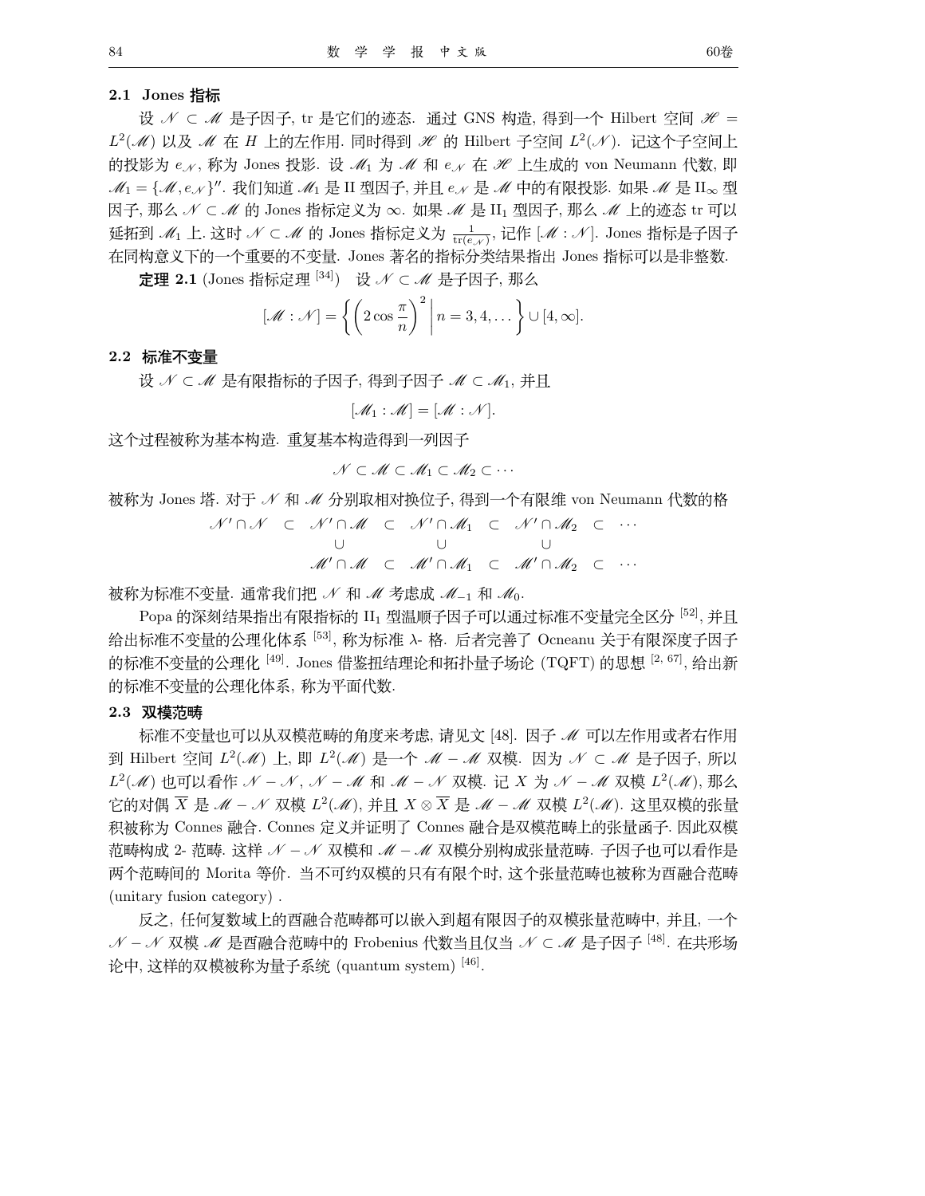### 2.1 Jones 指标

设 $\mathscr{N} \subset \mathscr{M}$ 是子因子, tr 是它们的迹态. 通过 GNS 构造, 得到一个 Hilbert 空间 $\mathscr{H} = L^2(\mathscr{M})$ 以及 $\mathscr{M}$ 在 $H$ 上的左作用. 同时得到 $\mathscr{H}$ 的 Hilbert 子空间 $L^2(\mathscr{N})$. 记这个子空间上的投影为 $e_{\mathscr{N}}$, 称为 Jones 投影. 设 $\mathscr{M}_1$ 为 $\mathscr{M}$ 和 $e_{\mathscr{N}}$ 在 $\mathscr{H}$ 上生成的 von Neumann 代数, 即 $\mathscr{M}_1 = \{\mathscr{M}, e_{\mathscr{N}}\}''$. 我们知道 $\mathscr{M}_1$ 是 II 型因子, 并且 $e_{\mathscr{N}}$ 是 $\mathscr{M}$ 中的有限投影. 如果 $\mathscr{M}$ 是 $\mathrm{II}_\infty$ 型因子, 那么 $\mathscr{N} \subset \mathscr{M}$ 的 Jones 指标定义为 $\infty$. 如果 $\mathscr{M}$ 是 $\mathrm{II}_1$ 型因子, 那么 $\mathscr{M}$ 上的迹态 tr 可以延拓到 $\mathscr{M}_1$ 上. 这时 $\mathscr{N} \subset \mathscr{M}$ 的 Jones 指标定义为 $\frac{1}{\mathrm{tr}(e_{\mathscr{N}})}$, 记作 $[\mathscr{M} : \mathscr{N}]$. Jones 指标是子因子在同构意义下的一个重要的不变量. Jones 著名的指标分类结果指出 Jones 指标可以是非整数.

**定理 2.1** (Jones 指标定理 [34]) 设 $\mathscr{N} \subset \mathscr{M}$ 是子因子, 那么

$$[\mathscr{M} : \mathscr{N}] = \left\{ \left( 2\cos\frac{\pi}{n} \right)^2 \middle| n = 3, 4, \dots \right\} \cup [4, \infty].$$

### 2.2 标准不变量

设 $\mathscr{N} \subset \mathscr{M}$ 是有限指标的子因子, 得到子因子 $\mathscr{M} \subset \mathscr{M}_1$, 并且

$$[\mathscr{M}_1 : \mathscr{M}] = [\mathscr{M} : \mathscr{N}].$$

这个过程被称为基本构造. 重复基本构造得到一列因子

$$\mathscr{N} \subset \mathscr{M} \subset \mathscr{M}_1 \subset \mathscr{M}_2 \subset \cdots$$

被称为 Jones 塔. 对于 $\mathscr{N}$ 和 $\mathscr{M}$ 分别取相对换位子, 得到一个有限维 von Neumann 代数的格

$$\begin{array}{ccccccccc}
\mathscr{N}' \cap \mathscr{N} & \subset & \mathscr{N}' \cap \mathscr{M} & \subset & \mathscr{N}' \cap \mathscr{M}_1 & \subset & \mathscr{N}' \cap \mathscr{M}_2 & \subset & \cdots \\
 & & \cup & & \cup & & \cup & & \\
 & & \mathscr{M}' \cap \mathscr{M} & \subset & \mathscr{M}' \cap \mathscr{M}_1 & \subset & \mathscr{M}' \cap \mathscr{M}_2 & \subset & \cdots
\end{array}$$

被称为标准不变量. 通常我们把 $\mathscr{N}$ 和 $\mathscr{M}$ 考虑成 $\mathscr{M}_{-1}$ 和 $\mathscr{M}_0$.

Popa 的深刻结果指出有限指标的 $\mathrm{II}_1$ 型温顺子因子可以通过标准不变量完全区分 [52], 并且给出标准不变量的公理化体系 [53], 称为标准 $\lambda$- 格. 后者完善了 Ocneanu 关于有限深度子因子的标准不变量的公理化 [49]. Jones 借鉴扭结理论和拓扑量子场论 (TQFT) 的思想 [2, 67], 给出新的标准不变量的公理化体系, 称为平面代数.

### 2.3 双模范畴

标准不变量也可以从双模范畴的角度来考虑, 请见文 [48]. 因子 $\mathscr{M}$ 可以左作用或者右作用到 Hilbert 空间 $L^2(\mathscr{M})$ 上, 即 $L^2(\mathscr{M})$ 是一个 $\mathscr{M} - \mathscr{M}$ 双模. 因为 $\mathscr{N} \subset \mathscr{M}$ 是子因子, 所以 $L^2(\mathscr{M})$ 也可以看作 $\mathscr{N} - \mathscr{N}$, $\mathscr{N} - \mathscr{M}$ 和 $\mathscr{M} - \mathscr{N}$ 双模. 记 $X$ 为 $\mathscr{N} - \mathscr{M}$ 双模 $L^2(\mathscr{M})$, 那么它的对偶 $\overline{X}$ 是 $\mathscr{M} - \mathscr{N}$ 双模 $L^2(\mathscr{M})$, 并且 $X \otimes \overline{X}$ 是 $\mathscr{M} - \mathscr{M}$ 双模 $L^2(\mathscr{M})$. 这里双模的张量积被称为 Connes 融合. Connes 定义并证明了 Connes 融合是双模范畴上的张量函子. 因此双模范畴构成 2- 范畴. 这样 $\mathscr{N} - \mathscr{N}$ 双模和 $\mathscr{M} - \mathscr{M}$ 双模分别构成张量范畴. 子因子也可以看作是两个范畴间的 Morita 等价. 当不可约双模的只有有限个时, 这个张量范畴也被称为酉融合范畴 (unitary fusion category) .

反之, 任何复数域上的酉融合范畴都可以嵌入到超有限因子的双模张量范畴中, 并且, 一个 $\mathscr{N} - \mathscr{N}$ 双模 $\mathscr{M}$ 是酉融合范畴中的 Frobenius 代数当且仅当 $\mathscr{N} \subset \mathscr{M}$ 是子因子 [48]. 在共形场论中, 这样的双模被称为量子系统 (quantum system) [46].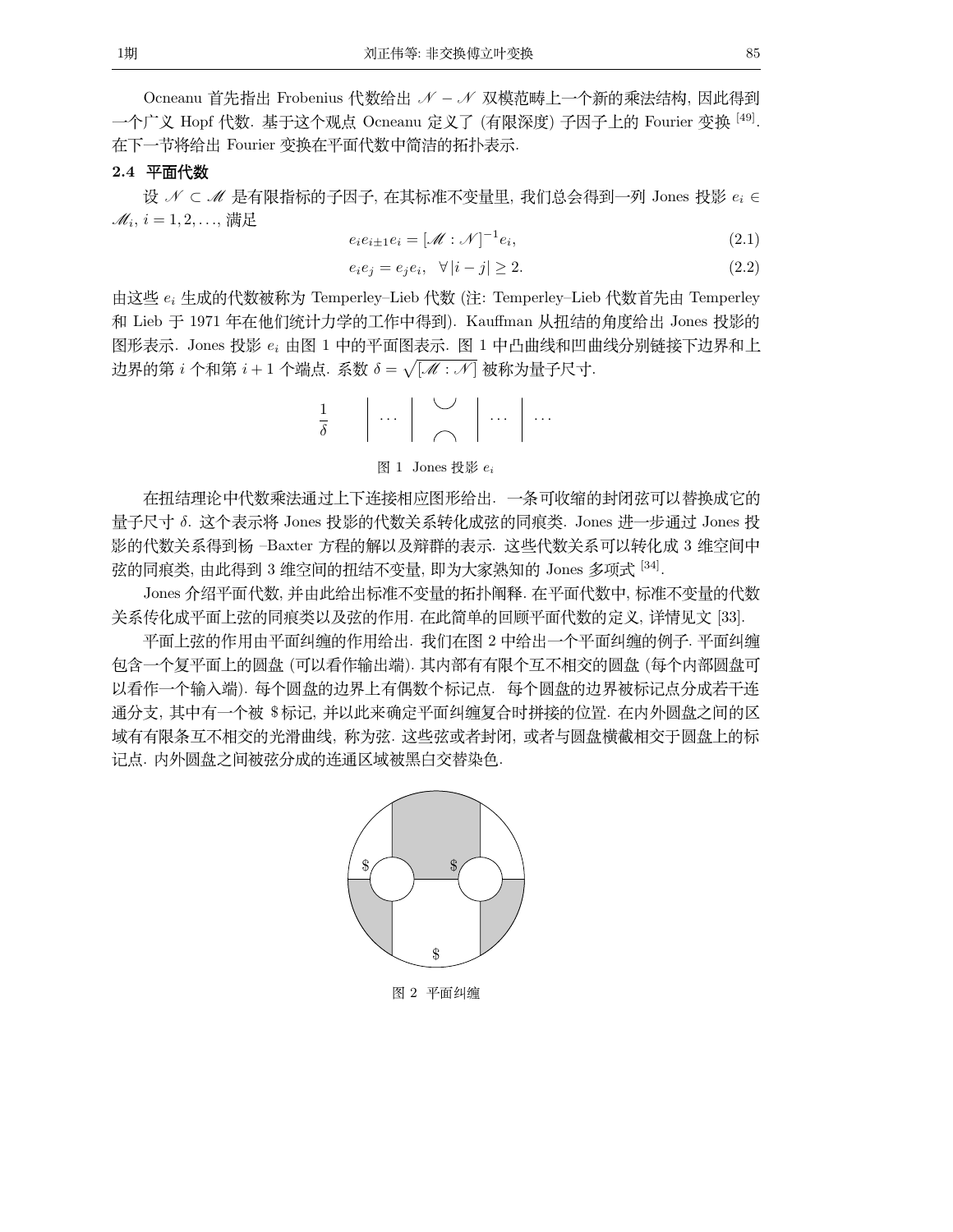Ocneanu 首先指出 Frobenius 代数给出 $\mathscr{N}-\mathscr{N}$ 双模范畴上一个新的乘法结构, 因此得到一个广义 Hopf 代数. 基于这个观点 Ocneanu 定义了 (有限深度) 子因子上的 Fourier 变换 [49]. 在下一节将给出 Fourier 变换在平面代数中简洁的拓扑表示.

### 2.4 平面代数

设 $\mathscr{N}\subset\mathscr{M}$ 是有限指标的子因子, 在其标准不变量里, 我们总会得到一列 Jones 投影 $e_i\in\mathscr{M}_i$, $i=1,2,\ldots$, 满足

$$e_ie_{i\pm1}e_i=[\mathscr{M}:\mathscr{N}]^{-1}e_i, \tag{2.1}$$

$$e_ie_j=e_je_i,\quad \forall\,|i-j|\geq 2. \tag{2.2}$$

由这些 $e_i$ 生成的代数被称为 Temperley–Lieb 代数 (注: Temperley–Lieb 代数首先由 Temperley 和 Lieb 于 1971 年在他们统计力学的工作中得到). Kauffman 从扭结的角度给出 Jones 投影的图形表示. Jones 投影 $e_i$ 由图 1 中的平面图表示. 图 1 中凸曲线和凹曲线分别链接下边界和上边界的第 $i$ 个和第 $i+1$ 个端点. 系数 $\delta=\sqrt{[\mathscr{M}:\mathscr{N}]}$ 被称为量子尺寸.

图 1 Jones 投影 $e_i$

在扭结理论中代数乘法通过上下连接相应图形给出. 一条可收缩的封闭弦可以替换成它的量子尺寸 $\delta$. 这个表示将 Jones 投影的代数关系转化成弦的同痕类. Jones 进一步通过 Jones 投影的代数关系得到杨 –Baxter 方程的解以及辫群的表示. 这些代数关系可以转化成 3 维空间中弦的同痕类, 由此得到 3 维空间的扭结不变量, 即为大家熟知的 Jones 多项式 [34].

Jones 介绍平面代数, 并由此给出标准不变量的拓扑阐释. 在平面代数中, 标准不变量的代数关系传化成平面上弦的同痕类以及弦的作用. 在此简单的回顾平面代数的定义, 详情见文 [33].

平面上弦的作用由平面纠缠的作用给出. 我们在图 2 中给出一个平面纠缠的例子. 平面纠缠包含一个复平面上的圆盘 (可以看作输出端). 其内部有有限个互不相交的圆盘 (每个内部圆盘可以看作一个输入端). 每个圆盘的边界上有偶数个标记点. 每个圆盘的边界被标记点分成若干连通分支, 其中有一个被 \$ 标记, 并以此来确定平面纠缠复合时拼接的位置. 在内外圆盘之间的区域有有限条互不相交的光滑曲线, 称为弦. 这些弦或者封闭, 或者与圆盘横截相交于圆盘上的标记点. 内外圆盘之间被弦分成的连通区域被黑白交替染色.

图 2 平面纠缠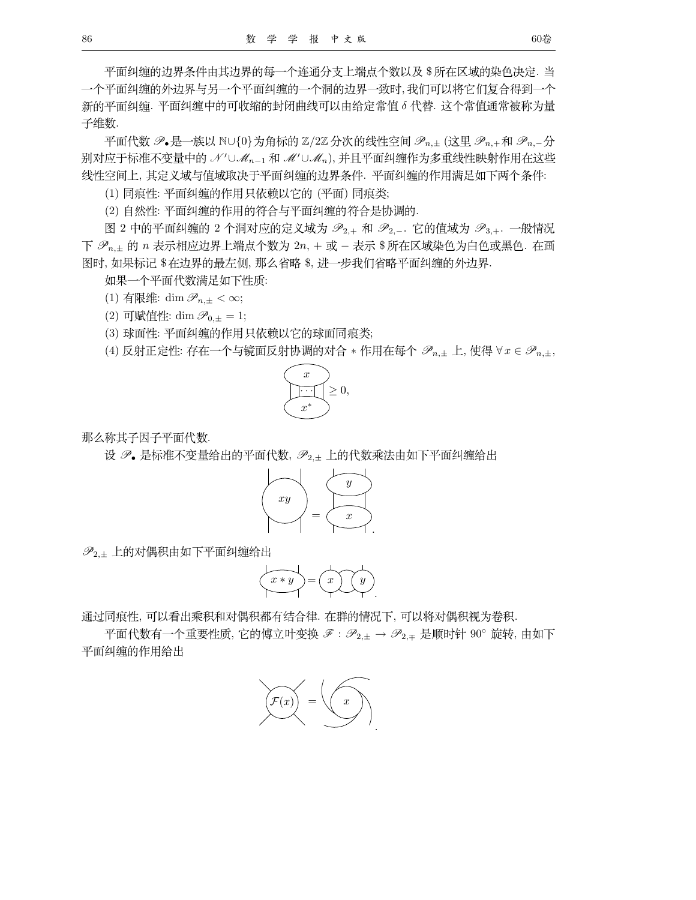平面纠缠的边界条件由其边界的每一个连通分支上端点个数以及 $ 所在区域的染色决定. 当一个平面纠缠的外边界与另一个平面纠缠的一个洞的边界一致时, 我们可以将它们复合得到一个新的平面纠缠. 平面纠缠中的可收缩的封闭曲线可以由给定常值 $\delta$ 代替. 这个常值通常被称为量子维数.

平面代数 $\mathscr{P}_\bullet$ 是一族以 $\mathbb{N}\cup\{0\}$ 为角标的 $\mathbb{Z}/2\mathbb{Z}$ 分次的线性空间 $\mathscr{P}_{n,\pm}$ (这里 $\mathscr{P}_{n,+}$ 和 $\mathscr{P}_{n,-}$ 分别对应于标准不变量中的 $\mathscr{N}'\cup\mathscr{M}_{n-1}$ 和 $\mathscr{M}'\cup\mathscr{M}_n$), 并且平面纠缠作为多重线性映射作用在这些线性空间上, 其定义域与值域取决于平面纠缠的边界条件. 平面纠缠的作用满足如下两个条件:

(1) 同痕性: 平面纠缠的作用只依赖以它的 (平面) 同痕类;

(2) 自然性: 平面纠缠的作用的符合与平面纠缠的符合是协调的.

图 2 中的平面纠缠的 2 个洞对应的定义域为 $\mathscr{P}_{2,+}$ 和 $\mathscr{P}_{2,-}$. 它的值域为 $\mathscr{P}_{3,+}$. 一般情况下 $\mathscr{P}_{n,\pm}$ 的 $n$ 表示相应边界上端点个数为 $2n$, $+$ 或 $-$ 表示 $ 所在区域染色为白色或黑色. 在画图时, 如果标记 $ 在边界的最左侧, 那么省略 $, 进一步我们省略平面纠缠的外边界.

如果一个平面代数满足如下性质:

(1) 有限维: $\dim \mathscr{P}_{n,\pm} < \infty$;

(2) 可赋值性: $\dim \mathscr{P}_{0,\pm} = 1$;

(3) 球面性: 平面纠缠的作用只依赖以它的球面同痕类;

(4) 反射正定性: 存在一个与镜面反射协调的对合 $*$ 作用在每个 $\mathscr{P}_{n,\pm}$ 上, 使得 $\forall x \in \mathscr{P}_{n,\pm}$,

$$\text{[diagram: } x \text{ above } x^* \text{, connected by strands } \cdots] \geq 0,$$

那么称其子因子平面代数.

设 $\mathscr{P}_\bullet$ 是标准不变量给出的平面代数, $\mathscr{P}_{2,\pm}$ 上的代数乘法由如下平面纠缠给出

$$\text{[diagram: } xy \text{]} = \text{[diagram: } y \text{ stacked above } x \text{]}.$$

$\mathscr{P}_{2,\pm}$ 上的对偶积由如下平面纠缠给出

$$\text{[diagram: } x*y \text{]} = \text{[diagram: } x \text{ and } y \text{ side by side, connected]}.$$

通过同痕性, 可以看出乘积和对偶积都有结合律. 在群的情况下, 可以将对偶积视为卷积.

平面代数有一个重要性质, 它的傅立叶变换 $\mathscr{F}: \mathscr{P}_{2,\pm} \to \mathscr{P}_{2,\mp}$ 是顺时针 $90^\circ$ 旋转, 由如下平面纠缠的作用给出

$$\text{[diagram: } \mathcal{F}(x) \text{]} = \text{[diagram: } x \text{ with strands rotated]}.$$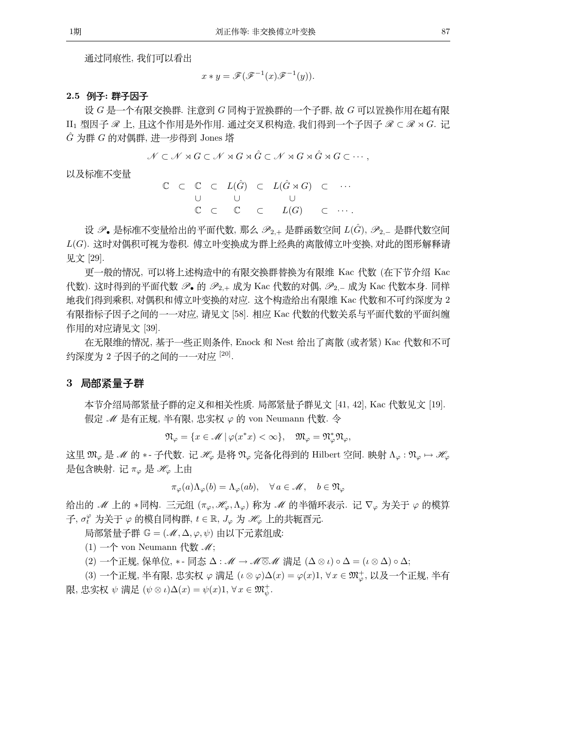通过同痕性, 我们可以看出

$$x * y = \mathscr{F}(\mathscr{F}^{-1}(x)\mathscr{F}^{-1}(y)).$$

### 2.5 例子: 群子因子

设 $G$ 是一个有限交换群. 注意到 $G$ 同构于置换群的一个子群, 故 $G$ 可以置换作用在超有限 $\mathrm{II}_1$ 型因子 $\mathscr{R}$ 上, 且这个作用是外作用. 通过交叉积构造, 我们得到一个子因子 $\mathscr{R} \subset \mathscr{R} \rtimes G$. 记 $\hat{G}$ 为群 $G$ 的对偶群, 进一步得到 Jones 塔

$$\mathscr{N} \subset \mathscr{N} \rtimes G \subset \mathscr{N} \rtimes G \rtimes \hat{G} \subset \mathscr{N} \rtimes G \rtimes \hat{G} \rtimes G \subset \cdots,$$

以及标准不变量

$$\begin{array}{ccccccccc}
\mathbb{C} & \subset & \mathbb{C} & \subset & L(\hat{G}) & \subset & L(\hat{G} \rtimes G) & \subset & \cdots \\
 & & \cup & & \cup & & \cup & & \\
 & & \mathbb{C} & \subset & \mathbb{C} & \subset & L(G) & \subset & \cdots.
\end{array}$$

设 $\mathscr{P}_\bullet$ 是标准不变量给出的平面代数, 那么 $\mathscr{P}_{2,+}$ 是群函数空间 $L(\hat{G})$, $\mathscr{P}_{2,-}$ 是群代数空间 $L(G)$. 这时对偶积可视为卷积. 傅立叶变换成为群上经典的离散傅立叶变换, 对此的图形解释请见文 [29].

更一般的情况, 可以将上述构造中的有限交换群替换为有限维 Kac 代数 (在下节介绍 Kac 代数). 这时得到的平面代数 $\mathscr{P}_\bullet$ 的 $\mathscr{P}_{2,+}$ 成为 Kac 代数的对偶, $\mathscr{P}_{2,-}$ 成为 Kac 代数本身. 同样地我们得到乘积, 对偶积和傅立叶变换的对应. 这个构造给出有限维 Kac 代数和不可约深度为 2 有限指标子因子之间的一一对应, 请见文 [58]. 相应 Kac 代数的代数关系与平面代数的平面纠缠作用的对应请见文 [39].

在无限维的情况, 基于一些正则条件, Enock 和 Nest 给出了离散 (或者紧) Kac 代数和不可约深度为 2 子因子的之间的一一对应 [20].

## 3 局部紧量子群

本节介绍局部紧量子群的定义和相关性质. 局部紧量子群见文 [41, 42], Kac 代数见文 [19].

假定 $\mathscr{M}$ 是有正规, 半有限, 忠实权 $\varphi$ 的 von Neumann 代数. 令

$$\mathfrak{N}_\varphi = \{x \in \mathscr{M} \mid \varphi(x^*x) < \infty\}, \quad \mathfrak{M}_\varphi = \mathfrak{N}_\varphi^*\mathfrak{N}_\varphi,$$

这里 $\mathfrak{M}_\varphi$ 是 $\mathscr{M}$ 的 $*$-子代数. 记 $\mathscr{H}_\varphi$ 是将 $\mathfrak{N}_\varphi$ 完备化得到的 Hilbert 空间. 映射 $\Lambda_\varphi : \mathfrak{N}_\varphi \mapsto \mathscr{H}_\varphi$ 是包含映射. 记 $\pi_\varphi$ 是 $\mathscr{H}_\varphi$ 上由

$$\pi_\varphi(a)\Lambda_\varphi(b) = \Lambda_\varphi(ab), \quad \forall\, a \in \mathscr{M}, \quad b \in \mathfrak{N}_\varphi$$

给出的 $\mathscr{M}$ 上的 $*$同构. 三元组 $(\pi_\varphi, \mathscr{H}_\varphi, \Lambda_\varphi)$ 称为 $\mathscr{M}$ 的半循环表示. 记 $\nabla_\varphi$ 为关于 $\varphi$ 的模算子, $\sigma_t^\varphi$ 为关于 $\varphi$ 的模自同构群, $t \in \mathbb{R}$, $J_\varphi$ 为 $\mathscr{H}_\varphi$ 上的共轭酉元.

局部紧量子群 $\mathbb{G} = (\mathscr{M}, \Delta, \varphi, \psi)$ 由以下元素组成:

(1) 一个 von Neumann 代数 $\mathscr{M}$;

(2) 一个正规, 保单位, $*$-同态 $\Delta : \mathscr{M} \to \mathscr{M} \overline{\otimes} \mathscr{M}$ 满足 $(\Delta \otimes \iota) \circ \Delta = (\iota \otimes \Delta) \circ \Delta$;

(3) 一个正规, 半有限, 忠实权 $\varphi$ 满足 $(\iota \otimes \varphi)\Delta(x) = \varphi(x)1$, $\forall\, x \in \mathfrak{M}_\varphi^+$, 以及一个正规, 半有限, 忠实权 $\psi$ 满足 $(\psi \otimes \iota)\Delta(x) = \psi(x)1$, $\forall\, x \in \mathfrak{M}_\psi^+$.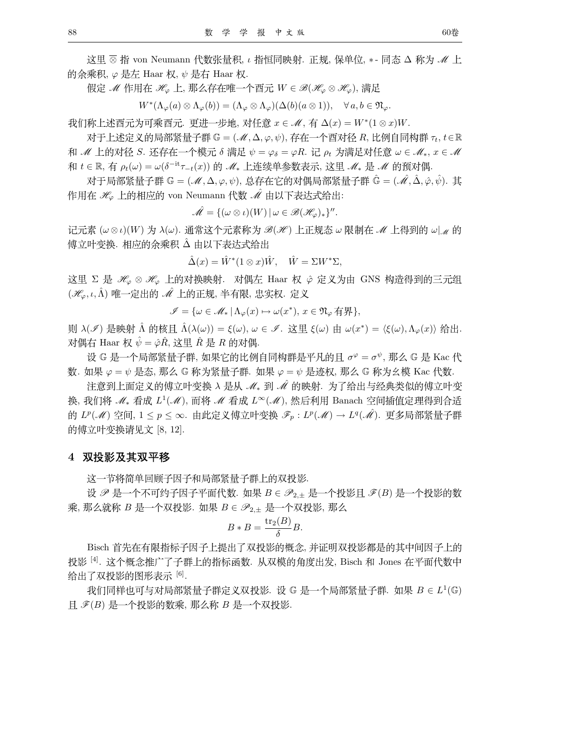这里 $\overline{\otimes}$ 指 von Neumann 代数张量积, $\iota$ 指恒同映射. 正规, 保单位, $*$- 同态 $\Delta$ 称为 $\mathscr{M}$ 上的余乘积, $\varphi$ 是左 Haar 权, $\psi$ 是右 Haar 权.

假定 $\mathscr{M}$ 作用在 $\mathscr{H}_\varphi$ 上, 那么存在唯一个酉元 $W \in \mathscr{B}(\mathscr{H}_\varphi \otimes \mathscr{H}_\varphi)$, 满足

$$W^*(\Lambda_\varphi(a) \otimes \Lambda_\varphi(b)) = (\Lambda_\varphi \otimes \Lambda_\varphi)(\Delta(b)(a \otimes 1)), \quad \forall a, b \in \mathfrak{N}_\varphi.$$

我们称上述酉元为可乘酉元. 更进一步地, 对任意 $x \in \mathscr{M}$, 有 $\Delta(x) = W^*(1 \otimes x)W$.

对于上述定义的局部紧量子群 $\mathbb{G} = (\mathscr{M}, \Delta, \varphi, \psi)$, 存在一个酉对径 $R$, 比例自同构群 $\tau_t$, $t \in \mathbb{R}$ 和 $\mathscr{M}$ 上的对径 $S$. 还存在一个模元 $\delta$ 满足 $\psi = \varphi_\delta = \varphi R$. 记 $\rho_t$ 为满足对任意 $\omega \in \mathscr{M}_*$, $x \in \mathscr{M}$ 和 $t \in \mathbb{R}$, 有 $\rho_t(\omega) = \omega(\delta^{-\mathrm{i}t}\tau_{-t}(x))$ 的 $\mathscr{M}_*$ 上连续单参数表示, 这里 $\mathscr{M}_*$ 是 $\mathscr{M}$ 的预对偶.

对于局部紧量子群 $\mathbb{G} = (\mathscr{M}, \Delta, \varphi, \psi)$, 总存在它的对偶局部紧量子群 $\hat{\mathbb{G}} = (\hat{\mathscr{M}}, \hat{\Delta}, \hat{\varphi}, \hat{\psi})$. 其作用在 $\mathscr{H}_\varphi$ 上的相应的 von Neumann 代数 $\hat{\mathscr{M}}$ 由以下表达式给出:

$$\hat{\mathscr{M}} = \{(\omega \otimes \iota)(W) \,|\, \omega \in \mathscr{B}(\mathscr{H}_\varphi)_*\}''.$$

记元素 $(\omega \otimes \iota)(W)$ 为 $\lambda(\omega)$. 通常这个元素称为 $\mathscr{B}(\mathscr{H})$ 上正规态 $\omega$ 限制在 $\mathscr{M}$ 上得到的 $\omega|_{\mathscr{M}}$ 的傅立叶变换. 相应的余乘积 $\hat{\Delta}$ 由以下表达式给出

$$\hat{\Delta}(x) = \hat{W}^*(1 \otimes x)\hat{W}, \quad \hat{W} = \Sigma W^* \Sigma,$$

这里 $\Sigma$ 是 $\mathscr{H}_\varphi \otimes \mathscr{H}_\varphi$ 上的对换映射. 对偶左 Haar 权 $\hat{\varphi}$ 定义为由 GNS 构造得到的三元组 $(\mathscr{H}_\varphi, \iota, \hat{\Lambda})$ 唯一定出的 $\hat{\mathscr{M}}$ 上的正规, 半有限, 忠实权. 定义

$$\mathscr{I} = \{\omega \in \mathscr{M}_* \,|\, \Lambda_\varphi(x) \mapsto \omega(x^*),\, x \in \mathfrak{N}_\varphi \text{ 有界}\},$$

则 $\lambda(\mathscr{I})$ 是映射 $\hat{\Lambda}$ 的核且 $\hat{\Lambda}(\lambda(\omega)) = \xi(\omega)$, $\omega \in \mathscr{I}$. 这里 $\xi(\omega)$ 由 $\omega(x^*) = \langle \xi(\omega), \Lambda_\varphi(x)\rangle$ 给出. 对偶右 Haar 权 $\hat{\psi} = \hat{\varphi}\hat{R}$, 这里 $\hat{R}$ 是 $R$ 的对偶.

设 $\mathbb{G}$ 是一个局部紧量子群, 如果它的比例自同构群是平凡的且 $\sigma^\varphi = \sigma^\psi$, 那么 $\mathbb{G}$ 是 Kac 代数. 如果 $\varphi = \psi$ 是态, 那么 $\mathbb{G}$ 称为紧量子群. 如果 $\varphi = \psi$ 是迹权, 那么 $\mathbb{G}$ 称为幺模 Kac 代数.

注意到上面定义的傅立叶变换 $\lambda$ 是从 $\mathscr{M}_*$ 到 $\hat{\mathscr{M}}$ 的映射. 为了给出与经典类似的傅立叶变换, 我们将 $\mathscr{M}_*$ 看成 $L^1(\mathscr{M})$, 而将 $\mathscr{M}$ 看成 $L^\infty(\mathscr{M})$, 然后利用 Banach 空间插值定理得到合适的 $L^p(\mathscr{M})$ 空间, $1 \le p \le \infty$. 由此定义傅立叶变换 $\mathscr{F}_p : L^p(\mathscr{M}) \to L^q(\hat{\mathscr{M}})$. 更多局部紧量子群的傅立叶变换请见文 [8, 12].

## 4 双投影及其双平移

这一节将简单回顾子因子和局部紧量子群上的双投影.

设 $\mathscr{P}$ 是一个不可约子因子平面代数. 如果 $B \in \mathscr{P}_{2,\pm}$ 是一个投影且 $\mathscr{F}(B)$ 是一个投影的数乘, 那么就称 $B$ 是一个双投影. 如果 $B \in \mathscr{P}_{2,\pm}$ 是一个双投影, 那么

$$B * B = \frac{\mathrm{tr}_2(B)}{\delta} B.$$

Bisch 首先在有限指标子因子上提出了双投影的概念, 并证明双投影都是的其中间因子上的投影 [4]. 这个概念推广了子群上的指标函数. 从双模的角度出发, Bisch 和 Jones 在平面代数中给出了双投影的图形表示 [6].

我们同样也可与对局部紧量子群定义双投影. 设 $\mathbb{G}$ 是一个局部紧量子群. 如果 $B \in L^1(\mathbb{G})$ 且 $\mathscr{F}(B)$ 是一个投影的数乘, 那么称 $B$ 是一个双投影.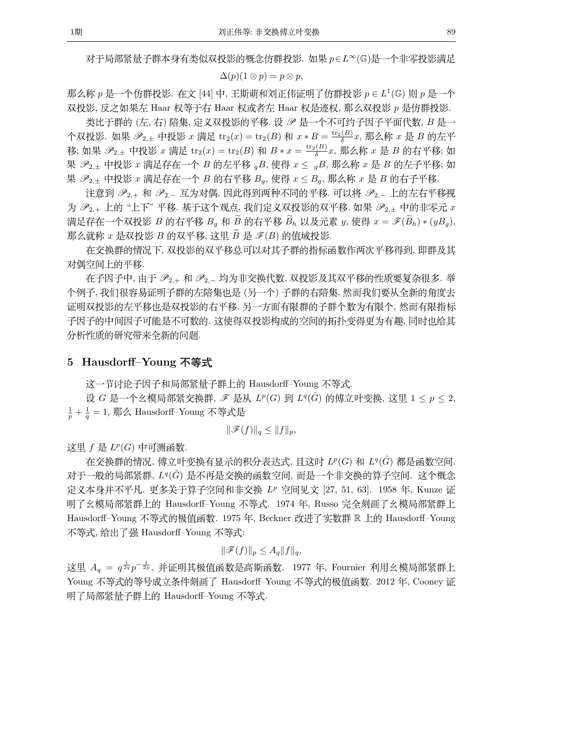对于局部紧量子群本身有类似双投影的概念仿群投影. 如果 $p\in L^\infty(\mathbb{G})$是一个非零投影满足

$$\Delta(p)(1\otimes p)=p\otimes p,$$

那么称 $p$ 是一个仿群投影. 在文 [44] 中, 王斯萌和刘正伟证明了仿群投影 $p\in L^1(\mathbb{G})$ 则 $p$ 是一个双投影, 反之如果左 Haar 权等于右 Haar 权或者左 Haar 权是迹权, 那么双投影 $p$ 是仿群投影.

类比于群的 (左, 右) 陪集, 定义双投影的平移. 设 $\mathscr{P}$ 是一个不可约子因子平面代数, $B$ 是一个双投影. 如果 $\mathscr{P}_{2,\pm}$ 中投影 $x$ 满足 $\mathrm{tr}_2(x)=\mathrm{tr}_2(B)$ 和 $x*B=\frac{\mathrm{tr}_2(B)}{\delta}x$, 那么称 $x$ 是 $B$ 的左平移; 如果 $\mathscr{P}_{2,\pm}$ 中投影 $x$ 满足 $\mathrm{tr}_2(x)=\mathrm{tr}_2(B)$ 和 $B*x=\frac{\mathrm{tr}_2(B)}{\delta}x$, 那么称 $x$ 是 $B$ 的右平移; 如果 $\mathscr{P}_{2,\pm}$ 中投影 $x$ 满足存在一个 $B$ 的左平移 ${}_gB$, 使得 $x\leq {}_gB$, 那么称 $x$ 是 $B$ 的左子平移; 如果 $\mathscr{P}_{2,\pm}$ 中投影 $x$ 满足存在一个 $B$ 的右平移 $B_g$, 使得 $x\leq B_g$, 那么称 $x$ 是 $B$ 的右子平移.

注意到 $\mathscr{P}_{2,+}$ 和 $\mathscr{P}_{2,-}$ 互为对偶, 因此得到两种不同的平移. 可以将 $\mathscr{P}_{2,-}$ 上的左右平移视为 $\mathscr{P}_{2,+}$ 上的 "上下" 平移. 基于这个观点, 我们定义双投影的双平移. 如果 $\mathscr{P}_{2,\pm}$ 中的非零元 $x$ 满足存在一个双投影 $B$ 的右平移 $B_g$ 和 $\widetilde{B}$ 的右平移 $\widetilde{B}_h$ 以及元素 $y$, 使得 $x=\mathscr{F}(\widetilde{B}_h)*(yB_g)$, 那么就称 $x$ 是双投影 $B$ 的双平移, 这里 $\widetilde{B}$ 是 $\mathscr{F}(B)$ 的值域投影.

在交换群的情况下, 双投影的双平移总可以对其子群的指标函数作两次平移得到, 即群及其对偶空间上的平移.

在子因子中, 由于 $\mathscr{P}_{2,+}$ 和 $\mathscr{P}_{2,-}$ 均为非交换代数, 双投影及其双平移的性质要复杂很多. 举个例子, 我们很容易证明子群的左陪集也是 (另一个) 子群的右陪集, 然而我们要从全新的角度去证明双投影的左平移也是双投影的右平移. 另一方面有限群的子群个数为有限个, 然而有限指标子因子的中间因子可能是不可数的. 这使得双投影构成的空间的拓扑变得更为有趣, 同时也给其分析性质的研究带来全新的问题.

## 5 Hausdorff–Young 不等式

这一节讨论子因子和局部紧量子群上的 Hausdorff–Young 不等式.

设 $G$ 是一个幺模局部紧交换群, $\mathscr{F}$ 是从 $L^p(G)$ 到 $L^q(\hat{G})$ 的傅立叶变换, 这里 $1\leq p\leq 2$, $\frac{1}{p}+\frac{1}{q}=1$, 那么 Hausdorff–Young 不等式是

$$\|\mathscr{F}(f)\|_q\leq\|f\|_p,$$

这里 $f$ 是 $L^p(G)$ 中可测函数.

在交换群的情况, 傅立叶变换有显示的积分表达式, 且这时 $L^p(G)$ 和 $L^q(\hat{G})$ 都是函数空间. 对于一般的局部紧群, $L^q(\hat{G})$ 是不再是交换的函数空间, 而是一个非交换的算子空间. 这个概念定义本身并不平凡, 更多关于算子空间和非交换 $L^p$ 空间见文 [27, 51, 63]. 1958 年, Kunze 证明了幺模局部紧群上的 Hausdorff–Young 不等式. 1974 年, Russo 完全刻画了幺模局部紧群上 Hausdorff–Young 不等式的极值函数. 1975 年, Beckner 改进了实数群 $\mathbb{R}$ 上的 Hausdorff–Young 不等式, 给出了强 Hausdorff–Young 不等式:

$$\|\mathscr{F}(f)\|_p\leq A_q\|f\|_q,$$

这里 $A_q=q^{\frac{1}{2q}}p^{-\frac{1}{2p}}$, 并证明其极值函数是高斯函数. 1977 年, Fournier 利用幺模局部紧群上 Young 不等式的等号成立条件刻画了 Hausdorff–Young 不等式的极值函数. 2012 年, Cooney 证明了局部紧量子群上的 Hausdorff–Young 不等式.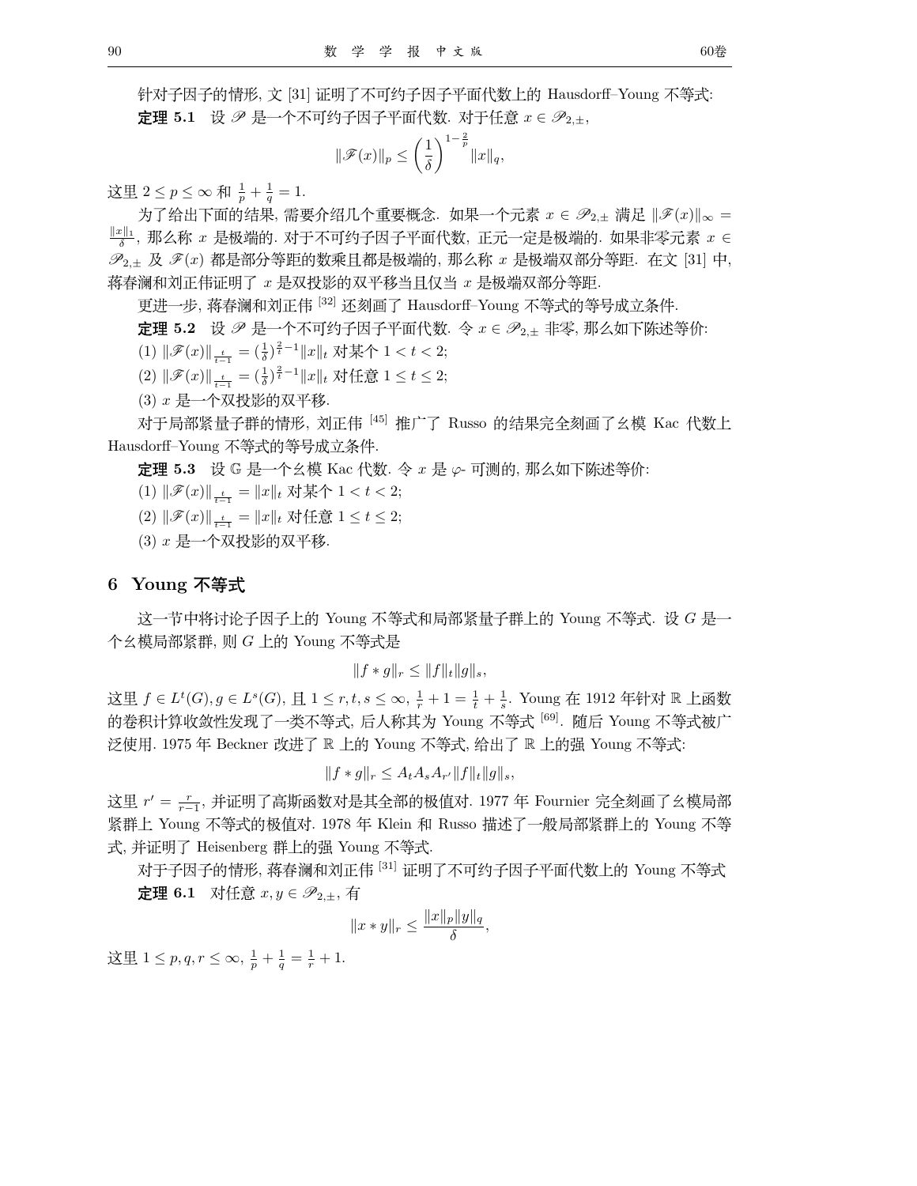针对子因子的情形, 文 [31] 证明了不可约子因子平面代数上的 Hausdorff–Young 不等式:

**定理 5.1** 设 $\mathscr{P}$ 是一个不可约子因子平面代数. 对于任意 $x \in \mathscr{P}_{2,\pm}$,

$$\|\mathscr{F}(x)\|_p \le \left(\frac{1}{\delta}\right)^{1-\frac{2}{p}} \|x\|_q,$$

这里 $2 \le p \le \infty$ 和 $\frac{1}{p} + \frac{1}{q} = 1$.

为了给出下面的结果, 需要介绍几个重要概念. 如果一个元素 $x \in \mathscr{P}_{2,\pm}$ 满足 $\|\mathscr{F}(x)\|_\infty = \frac{\|x\|_1}{\delta}$, 那么称 $x$ 是极端的. 对于不可约子因子平面代数, 正元一定是极端的. 如果非零元素 $x \in \mathscr{P}_{2,\pm}$ 及 $\mathscr{F}(x)$ 都是部分等距的数乘且都是极端的, 那么称 $x$ 是极端双部分等距. 在文 [31] 中, 蒋春澜和刘正伟证明了 $x$ 是双投影的双平移当且仅当 $x$ 是极端双部分等距.

更进一步, 蒋春澜和刘正伟 [32] 还刻画了 Hausdorff–Young 不等式的等号成立条件.

**定理 5.2** 设 $\mathscr{P}$ 是一个不可约子因子平面代数. 令 $x \in \mathscr{P}_{2,\pm}$ 非零, 那么如下陈述等价:

(1) $\|\mathscr{F}(x)\|_{\frac{t}{t-1}} = (\frac{1}{\delta})^{\frac{2}{t}-1}\|x\|_t$ 对某个 $1 < t < 2$;

(2) $\|\mathscr{F}(x)\|_{\frac{t}{t-1}} = (\frac{1}{\delta})^{\frac{2}{t}-1}\|x\|_t$ 对任意 $1 \le t \le 2$;

(3) $x$ 是一个双投影的双平移.

对于局部紧量子群的情形, 刘正伟 [45] 推广了 Russo 的结果完全刻画了幺模 Kac 代数上 Hausdorff–Young 不等式的等号成立条件.

**定理 5.3** 设 $\mathbb{G}$ 是一个幺模 Kac 代数. 令 $x$ 是 $\varphi$- 可测的, 那么如下陈述等价:

(1) $\|\mathscr{F}(x)\|_{\frac{t}{t-1}} = \|x\|_t$ 对某个 $1 < t < 2$;

(2) $\|\mathscr{F}(x)\|_{\frac{t}{t-1}} = \|x\|_t$ 对任意 $1 \le t \le 2$;

(3) $x$ 是一个双投影的双平移.

## 6 Young 不等式

这一节中将讨论子因子上的 Young 不等式和局部紧量子群上的 Young 不等式. 设 $G$ 是一个幺模局部紧群, 则 $G$ 上的 Young 不等式是

$$\|f * g\|_r \le \|f\|_t \|g\|_s,$$

这里 $f \in L^t(G), g \in L^s(G)$, 且 $1 \le r, t, s \le \infty$, $\frac{1}{r} + 1 = \frac{1}{t} + \frac{1}{s}$. Young 在 1912 年针对 $\mathbb{R}$ 上函数的卷积计算收敛性发现了一类不等式, 后人称其为 Young 不等式 [69]. 随后 Young 不等式被广泛使用. 1975 年 Beckner 改进了 $\mathbb{R}$ 上的 Young 不等式, 给出了 $\mathbb{R}$ 上的强 Young 不等式:

$$\|f * g\|_r \le A_t A_s A_{r'} \|f\|_t \|g\|_s,$$

这里 $r' = \frac{r}{r-1}$, 并证明了高斯函数对是其全部的极值对. 1977 年 Fournier 完全刻画了幺模局部紧群上 Young 不等式的极值对. 1978 年 Klein 和 Russo 描述了一般局部紧群上的 Young 不等式, 并证明了 Heisenberg 群上的强 Young 不等式.

对于子因子的情形, 蒋春澜和刘正伟 [31] 证明了不可约子因子平面代数上的 Young 不等式

**定理 6.1** 对任意 $x, y \in \mathscr{P}_{2,\pm}$, 有

$$\|x * y\|_r \le \frac{\|x\|_p \|y\|_q}{\delta},$$

这里 $1 \le p, q, r \le \infty$, $\frac{1}{p} + \frac{1}{q} = \frac{1}{r} + 1$.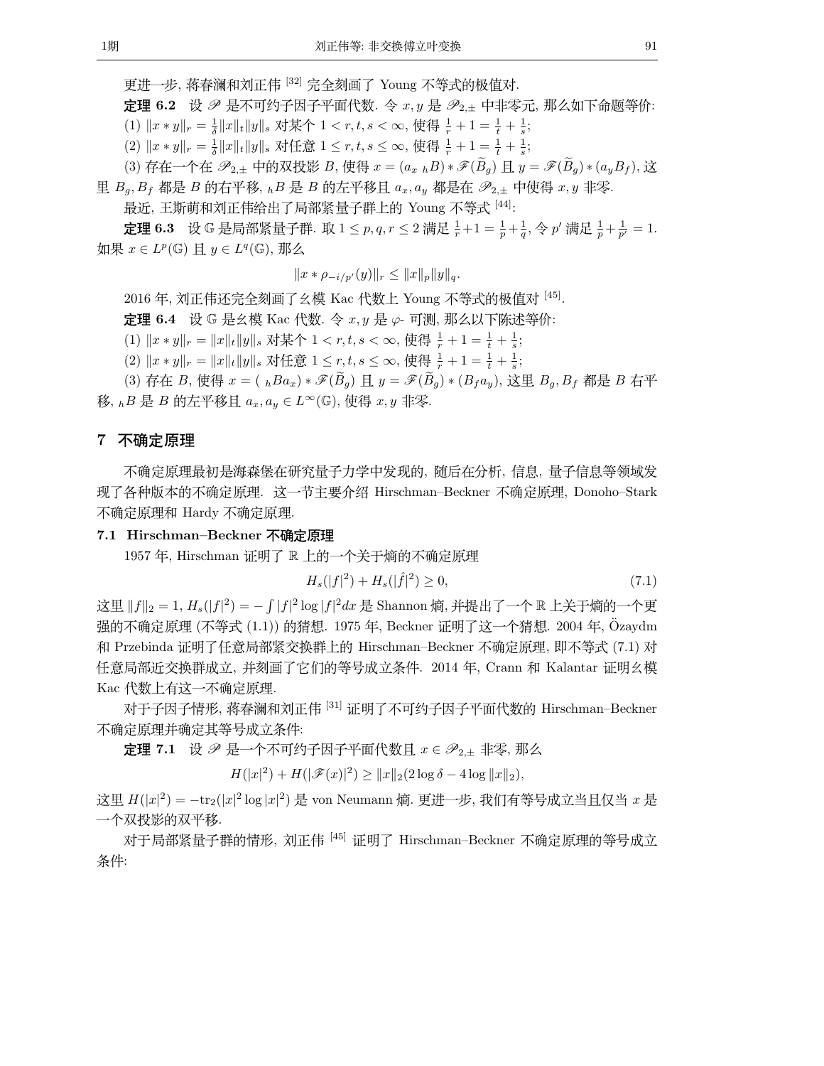更进一步, 蒋春澜和刘正伟 [32] 完全刻画了 Young 不等式的极值对.

**定理 6.2** 设 $\mathscr{P}$ 是不可约子因子平面代数. 令 $x, y$ 是 $\mathscr{P}_{2,\pm}$ 中非零元, 那么如下命题等价:

(1) $\|x * y\|_r = \frac{1}{\delta}\|x\|_t\|y\|_s$ 对某个 $1 < r, t, s < \infty$, 使得 $\frac{1}{r} + 1 = \frac{1}{t} + \frac{1}{s}$;

(2) $\|x * y\|_r = \frac{1}{\delta}\|x\|_t\|y\|_s$ 对任意 $1 \leq r, t, s \leq \infty$, 使得 $\frac{1}{r} + 1 = \frac{1}{t} + \frac{1}{s}$;

(3) 存在一个在 $\mathscr{P}_{2,\pm}$ 中的双投影 $B$, 使得 $x = (a_x\ {}_hB) * \mathscr{F}(\widetilde{B}_g)$ 且 $y = \mathscr{F}(\widetilde{B}_g) * (a_y B_f)$, 这里 $B_g, B_f$ 都是 $B$ 的右平移, ${}_hB$ 是 $B$ 的左平移且 $a_x, a_y$ 都是在 $\mathscr{P}_{2,\pm}$ 中使得 $x, y$ 非零.

最近, 王斯萌和刘正伟给出了局部紧量子群上的 Young 不等式 [44]:

**定理 6.3** 设 $\mathbb{G}$ 是局部紧量子群. 取 $1 \leq p, q, r \leq 2$ 满足 $\frac{1}{r}+1 = \frac{1}{p}+\frac{1}{q}$, 令 $p'$ 满足 $\frac{1}{p}+\frac{1}{p'} = 1$. 如果 $x \in L^p(\mathbb{G})$ 且 $y \in L^q(\mathbb{G})$, 那么

$$\|x * \rho_{-i/p'}(y)\|_r \leq \|x\|_p\|y\|_q.$$

2016 年, 刘正伟还完全刻画了幺模 Kac 代数上 Young 不等式的极值对 [45].

**定理 6.4** 设 $\mathbb{G}$ 是幺模 Kac 代数. 令 $x, y$ 是 $\varphi$- 可测, 那么以下陈述等价:

(1) $\|x * y\|_r = \|x\|_t\|y\|_s$ 对某个 $1 < r, t, s < \infty$, 使得 $\frac{1}{r} + 1 = \frac{1}{t} + \frac{1}{s}$;

(2) $\|x * y\|_r = \|x\|_t\|y\|_s$ 对任意 $1 \leq r, t, s \leq \infty$, 使得 $\frac{1}{r} + 1 = \frac{1}{t} + \frac{1}{s}$;

(3) 存在 $B$, 使得 $x = (\ {}_hBa_x) * \mathscr{F}(\widetilde{B}_g)$ 且 $y = \mathscr{F}(\widetilde{B}_g) * (B_f a_y)$, 这里 $B_g, B_f$ 都是 $B$ 右平移, ${}_hB$ 是 $B$ 的左平移且 $a_x, a_y \in L^\infty(\mathbb{G})$, 使得 $x, y$ 非零.

## 7 不确定原理

不确定原理最初是海森堡在研究量子力学中发现的, 随后在分析, 信息, 量子信息等领域发现了各种版本的不确定原理. 这一节主要介绍 Hirschman–Beckner 不确定原理, Donoho–Stark 不确定原理和 Hardy 不确定原理.

### 7.1 Hirschman–Beckner 不确定原理

1957 年, Hirschman 证明了 $\mathbb{R}$ 上的一个关于熵的不确定原理

$$H_s(|f|^2) + H_s(|\hat{f}|^2) \geq 0, \tag{7.1}$$

这里 $\|f\|_2 = 1$, $H_s(|f|^2) = -\int |f|^2 \log |f|^2 dx$ 是 Shannon 熵, 并提出了一个 $\mathbb{R}$ 上关于熵的一个更强的不确定原理 (不等式 (1.1)) 的猜想. 1975 年, Beckner 证明了这一个猜想. 2004 年, Özaydm 和 Przebinda 证明了任意局部紧交换群上的 Hirschman–Beckner 不确定原理, 即不等式 (7.1) 对任意局部近交换群成立, 并刻画了它们的等号成立条件. 2014 年, Crann 和 Kalantar 证明幺模 Kac 代数上有这一不确定原理.

对于子因子情形, 蒋春澜和刘正伟 [31] 证明了不可约子因子平面代数的 Hirschman–Beckner 不确定原理并确定其等号成立条件:

**定理 7.1** 设 $\mathscr{P}$ 是一个不可约子因子平面代数且 $x \in \mathscr{P}_{2,\pm}$ 非零, 那么

$$H(|x|^2) + H(|\mathscr{F}(x)|^2) \geq \|x\|_2(2\log\delta - 4\log\|x\|_2),$$

这里 $H(|x|^2) = -\mathrm{tr}_2(|x|^2 \log |x|^2)$ 是 von Neumann 熵. 更进一步, 我们有等号成立当且仅当 $x$ 是一个双投影的双平移.

对于局部紧量子群的情形, 刘正伟 [45] 证明了 Hirschman–Beckner 不确定原理的等号成立条件: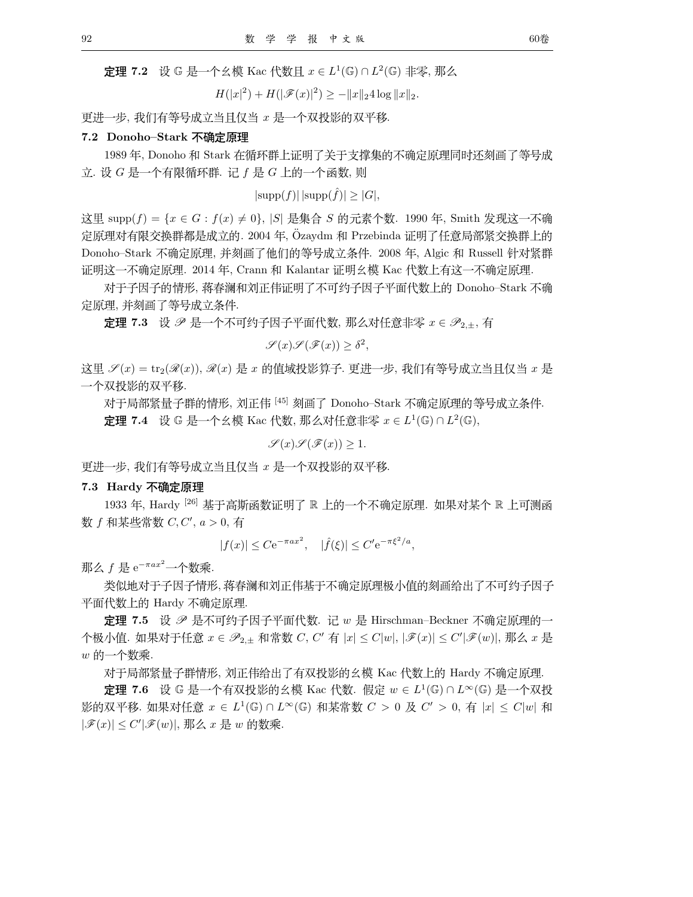**定理 7.2** 设 $\mathbb{G}$ 是一个幺模 Kac 代数且 $x \in L^1(\mathbb{G}) \cap L^2(\mathbb{G})$ 非零, 那么

$$H(|x|^2) + H(|\mathscr{F}(x)|^2) \geq -\|x\|_2 4 \log \|x\|_2.$$

更进一步, 我们有等号成立当且仅当 $x$ 是一个双投影的双平移.

### 7.2 Donoho–Stark 不确定原理

1989 年, Donoho 和 Stark 在循环群上证明了关于支撑集的不确定原理同时还刻画了等号成立. 设 $G$ 是一个有限循环群. 记 $f$ 是 $G$ 上的一个函数, 则

$$|\mathrm{supp}(f)|\,|\mathrm{supp}(\hat{f})| \geq |G|,$$

这里 $\mathrm{supp}(f) = \{x \in G : f(x) \neq 0\}$, $|S|$ 是集合 $S$ 的元素个数. 1990 年, Smith 发现这一不确定原理对有限交换群都是成立的. 2004 年, Özaydm 和 Przebinda 证明了任意局部紧交换群上的 Donoho–Stark 不确定原理, 并刻画了他们的等号成立条件. 2008 年, Algic 和 Russell 针对紧群证明这一不确定原理. 2014 年, Crann 和 Kalantar 证明幺模 Kac 代数上有这一不确定原理.

对于子因子的情形, 蒋春澜和刘正伟证明了不可约子因子平面代数上的 Donoho–Stark 不确定原理, 并刻画了等号成立条件.

**定理 7.3** 设 $\mathscr{P}$ 是一个不可约子因子平面代数, 那么对任意非零 $x \in \mathscr{P}_{2,\pm}$, 有

$$\mathscr{S}(x)\mathscr{S}(\mathscr{F}(x)) \geq \delta^2,$$

这里 $\mathscr{S}(x) = \mathrm{tr}_2(\mathscr{R}(x))$, $\mathscr{R}(x)$ 是 $x$ 的值域投影算子. 更进一步, 我们有等号成立当且仅当 $x$ 是一个双投影的双平移.

对于局部紧量子群的情形, 刘正伟 [45] 刻画了 Donoho–Stark 不确定原理的等号成立条件.

**定理 7.4** 设 $\mathbb{G}$ 是一个幺模 Kac 代数, 那么对任意非零 $x \in L^1(\mathbb{G}) \cap L^2(\mathbb{G})$,

$$\mathscr{S}(x)\mathscr{S}(\mathscr{F}(x)) \geq 1.$$

更进一步, 我们有等号成立当且仅当 $x$ 是一个双投影的双平移.

### 7.3 Hardy 不确定原理

1933 年, Hardy [26] 基于高斯函数证明了 $\mathbb{R}$ 上的一个不确定原理. 如果对某个 $\mathbb{R}$ 上可测函数 $f$ 和某些常数 $C, C', a > 0$, 有

$$|f(x)| \leq C\mathrm{e}^{-\pi a x^2}, \quad |\hat{f}(\xi)| \leq C'\mathrm{e}^{-\pi \xi^2/a},$$

那么 $f$ 是 $\mathrm{e}^{-\pi a x^2}$ 一个数乘.

类似地对于子因子情形, 蒋春澜和刘正伟基于不确定原理极小值的刻画给出了不可约子因子平面代数上的 Hardy 不确定原理.

**定理 7.5** 设 $\mathscr{P}$ 是不可约子因子平面代数. 记 $w$ 是 Hirschman–Beckner 不确定原理的一个极小值. 如果对于任意 $x \in \mathscr{P}_{2,\pm}$ 和常数 $C$, $C'$ 有 $|x| \leq C|w|$, $|\mathscr{F}(x)| \leq C'|\mathscr{F}(w)|$, 那么 $x$ 是 $w$ 的一个数乘.

对于局部紧量子群情形, 刘正伟给出了有双投影的幺模 Kac 代数上的 Hardy 不确定原理.

**定理 7.6** 设 $\mathbb{G}$ 是一个有双投影的幺模 Kac 代数. 假定 $w \in L^1(\mathbb{G}) \cap L^\infty(\mathbb{G})$ 是一个双投影的双平移. 如果对任意 $x \in L^1(\mathbb{G}) \cap L^\infty(\mathbb{G})$ 和某常数 $C > 0$ 及 $C' > 0$, 有 $|x| \leq C|w|$ 和 $|\mathscr{F}(x)| \leq C'|\mathscr{F}(w)|$, 那么 $x$ 是 $w$ 的数乘.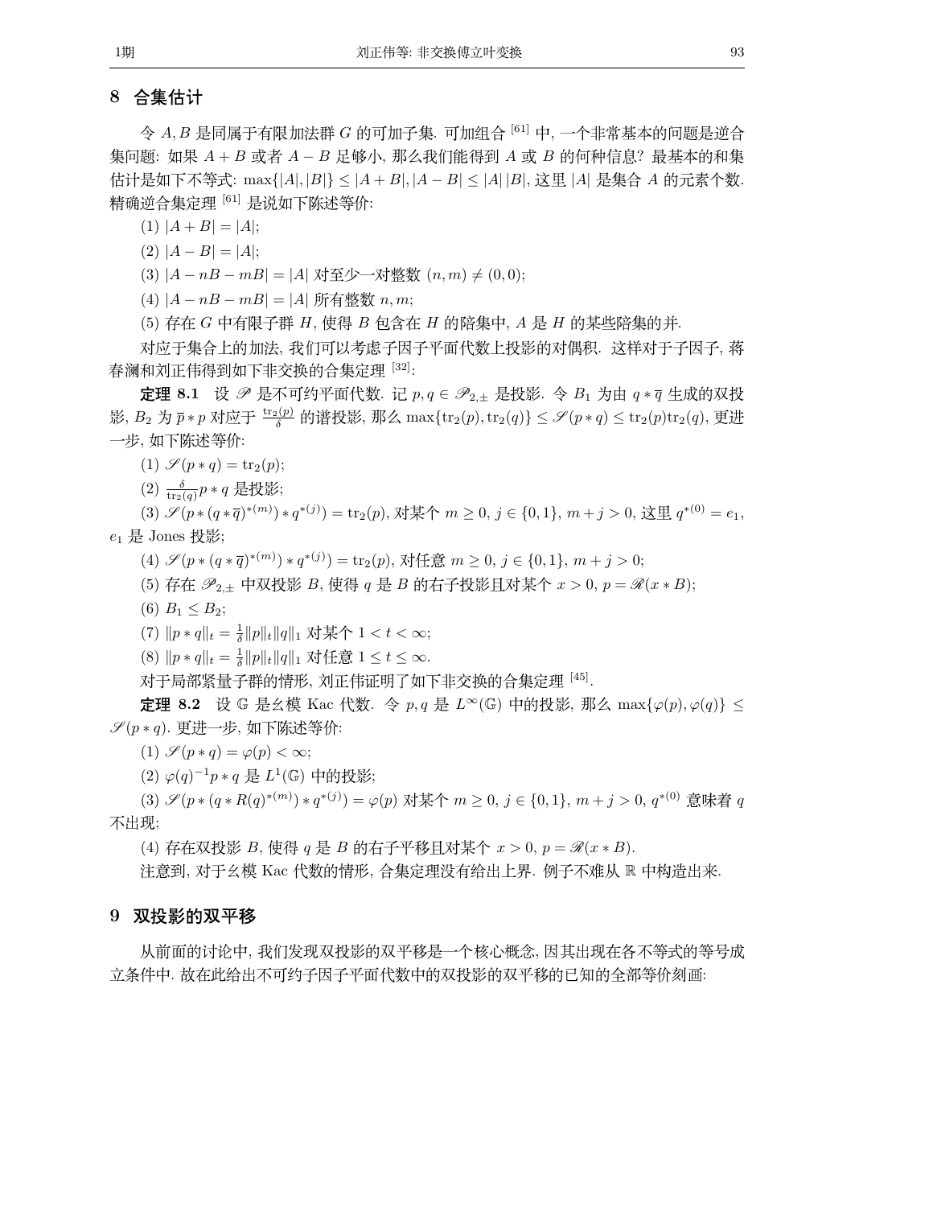## 8 合集估计

令 $A, B$ 是同属于有限加法群 $G$ 的可加子集. 可加组合 [61] 中, 一个非常基本的问题是逆合集问题: 如果 $A+B$ 或者 $A-B$ 足够小, 那么我们能得到 $A$ 或 $B$ 的何种信息? 最基本的和集估计是如下不等式: $\max\{|A|, |B|\} \leq |A+B|, |A-B| \leq |A|\,|B|$, 这里 $|A|$ 是集合 $A$ 的元素个数. 精确逆合集定理 [61] 是说如下陈述等价:

(1) $|A+B| = |A|$;

(2) $|A-B| = |A|$;

(3) $|A - nB - mB| = |A|$ 对至少一对整数 $(n, m) \neq (0, 0)$;

(4) $|A - nB - mB| = |A|$ 所有整数 $n, m$;

(5) 存在 $G$ 中有限子群 $H$, 使得 $B$ 包含在 $H$ 的陪集中, $A$ 是 $H$ 的某些陪集的并.

对应于集合上的加法, 我们可以考虑子因子平面代数上投影的对偶积. 这样对于子因子, 蒋春澜和刘正伟得到如下非交换的合集定理 [32]:

**定理 8.1** 设 $\mathscr{P}$ 是不可约平面代数. 记 $p, q \in \mathscr{P}_{2,\pm}$ 是投影. 令 $B_1$ 为由 $q * \overline{q}$ 生成的双投影, $B_2$ 为 $\overline{p} * p$ 对应于 $\frac{\mathrm{tr}_2(p)}{\delta}$ 的谱投影, 那么 $\max\{\mathrm{tr}_2(p), \mathrm{tr}_2(q)\} \leq \mathscr{S}(p*q) \leq \mathrm{tr}_2(p)\mathrm{tr}_2(q)$, 更进一步, 如下陈述等价:

(1) $\mathscr{S}(p*q) = \mathrm{tr}_2(p)$;

(2) $\frac{\delta}{\mathrm{tr}_2(q)} p*q$ 是投影;

(3) $\mathscr{S}(p * (q*\overline{q})^{*(m)} * q^{*(j)}) = \mathrm{tr}_2(p)$, 对某个 $m \geq 0$, $j \in \{0, 1\}$, $m+j > 0$, 这里 $q^{*(0)} = e_1$, $e_1$ 是 Jones 投影;

(4) $\mathscr{S}(p * (q*\overline{q})^{*(m)} * q^{*(j)}) = \mathrm{tr}_2(p)$, 对任意 $m \geq 0$, $j \in \{0, 1\}$, $m+j > 0$;

(5) 存在 $\mathscr{P}_{2,\pm}$ 中双投影 $B$, 使得 $q$ 是 $B$ 的右子投影且对某个 $x > 0$, $p = \mathscr{R}(x * B)$;

(6) $B_1 \leq B_2$;

(7) $\|p*q\|_t = \frac{1}{\delta}\|p\|_t \|q\|_1$ 对某个 $1 < t < \infty$;

(8) $\|p*q\|_t = \frac{1}{\delta}\|p\|_t \|q\|_1$ 对任意 $1 \leq t \leq \infty$.

对于局部紧量子群的情形, 刘正伟证明了如下非交换的合集定理 [45].

**定理 8.2** 设 $\mathbb{G}$ 是幺模 Kac 代数. 令 $p, q$ 是 $L^\infty(\mathbb{G})$ 中的投影, 那么 $\max\{\varphi(p), \varphi(q)\} \leq \mathscr{S}(p*q)$. 更进一步, 如下陈述等价:

(1) $\mathscr{S}(p*q) = \varphi(p) < \infty$;

(2) $\varphi(q)^{-1} p*q$ 是 $L^1(\mathbb{G})$ 中的投影;

(3) $\mathscr{S}(p * (q * R(q)^{*(m)}) * q^{*(j)}) = \varphi(p)$ 对某个 $m \geq 0$, $j \in \{0, 1\}$, $m+j > 0$, $q^{*(0)}$ 意味着 $q$ 不出现;

(4) 存在双投影 $B$, 使得 $q$ 是 $B$ 的右子平移且对某个 $x > 0$, $p = \mathscr{R}(x * B)$.

注意到, 对于幺模 Kac 代数的情形, 合集定理没有给出上界. 例子不难从 $\mathbb{R}$ 中构造出来.

## 9 双投影的双平移

从前面的讨论中, 我们发现双投影的双平移是一个核心概念, 因其出现在各不等式的等号成立条件中. 故在此给出不可约子因子平面代数中的双投影的双平移的已知的全部等价刻画: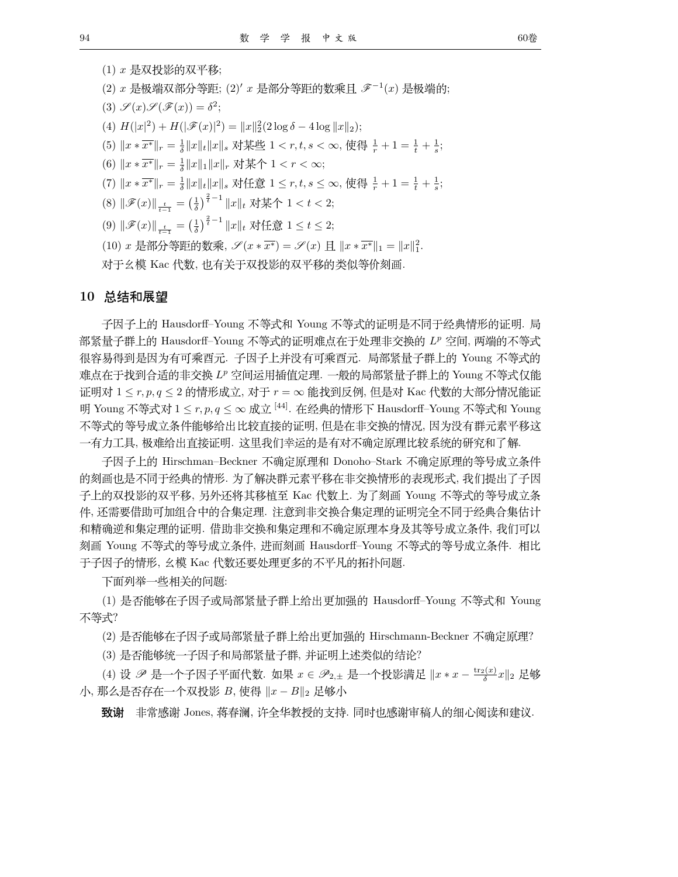(1) $x$ 是双投影的双平移;

(2) $x$ 是极端双部分等距; (2)$'$ $x$ 是部分等距的数乘且 $\mathscr{F}^{-1}(x)$ 是极端的;

(3) $\mathscr{S}(x)\mathscr{S}(\mathscr{F}(x))=\delta^2$;

(4) $H(|x|^2)+H(|\mathscr{F}(x)|^2)=\|x\|_2^2(2\log\delta-4\log\|x\|_2)$;

(5) $\|x*\overline{x^*}\|_r=\frac{1}{\delta}\|x\|_t\|x\|_s$ 对某些 $1<r,t,s<\infty$, 使得 $\frac{1}{r}+1=\frac{1}{t}+\frac{1}{s}$;

(6) $\|x*\overline{x^*}\|_r=\frac{1}{\delta}\|x\|_1\|x\|_r$ 对某个 $1<r<\infty$;

(7) $\|x*\overline{x^*}\|_r=\frac{1}{\delta}\|x\|_t\|x\|_s$ 对任意 $1\leq r,t,s\leq\infty$, 使得 $\frac{1}{r}+1=\frac{1}{t}+\frac{1}{s}$;

(8) $\|\mathscr{F}(x)\|_{\frac{t}{t-1}}=\left(\frac{1}{\delta}\right)^{\frac{2}{t}-1}\|x\|_t$ 对某个 $1<t<2$;

(9) $\|\mathscr{F}(x)\|_{\frac{t}{t-1}}=\left(\frac{1}{\delta}\right)^{\frac{2}{t}-1}\|x\|_t$ 对任意 $1\leq t\leq 2$;

(10) $x$ 是部分等距的数乘, $\mathscr{S}(x*\overline{x^*})=\mathscr{S}(x)$ 且 $\|x*\overline{x^*}\|_1=\|x\|_1^2$.

对于幺模 Kac 代数, 也有关于双投影的双平移的类似等价刻画.

## 10 总结和展望

子因子上的 Hausdorff–Young 不等式和 Young 不等式的证明是不同于经典情形的证明. 局部紧量子群上的 Hausdorff–Young 不等式的证明难点在于处理非交换的 $L^p$ 空间, 两端的不等式很容易得到是因为有可乘酉元. 子因子上并没有可乘酉元. 局部紧量子群上的 Young 不等式的难点在于找到合适的非交换 $L^p$ 空间运用插值定理. 一般的局部紧量子群上的 Young 不等式仅能证明对 $1\leq r,p,q\leq 2$ 的情形成立, 对于 $r=\infty$ 能找到反例, 但是对 Kac 代数的大部分情况能证明 Young 不等式对 $1\leq r,p,q\leq\infty$ 成立 [44]. 在经典的情形下 Hausdorff–Young 不等式和 Young 不等式的等号成立条件能够给出比较直接的证明, 但是在非交换的情况, 因为没有群元素平移这一有力工具, 极难给出直接证明. 这里我们幸运的是有对不确定原理比较系统的研究和了解.

子因子上的 Hirschman–Beckner 不确定原理和 Donoho–Stark 不确定原理的等号成立条件的刻画也是不同于经典的情形. 为了解决群元素平移在非交换情形的表现形式, 我们提出了子因子上的双投影的双平移, 另外还将其移植至 Kac 代数上. 为了刻画 Young 不等式的等号成立条件, 还需要借助可加组合中的合集定理. 注意到非交换合集定理的证明完全不同于经典合集估计和精确逆和集定理的证明. 借助非交换和集定理和不确定原理本身及其等号成立条件, 我们可以刻画 Young 不等式的等号成立条件, 进而刻画 Hausdorff–Young 不等式的等号成立条件. 相比于子因子的情形, 幺模 Kac 代数还要处理更多的不平凡的拓扑问题.

下面列举一些相关的问题:

(1) 是否能够在子因子或局部紧量子群上给出更加强的 Hausdorff–Young 不等式和 Young 不等式?

(2) 是否能够在子因子或局部紧量子群上给出更加强的 Hirschmann-Beckner 不确定原理?

(3) 是否能够统一子因子和局部紧量子群, 并证明上述类似的结论?

(4) 设 $\mathscr{P}$ 是一个子因子平面代数. 如果 $x\in\mathscr{P}_{2,\pm}$ 是一个投影满足 $\|x*x-\frac{\mathrm{tr}_2(x)}{\delta}x\|_2$ 足够小, 那么是否存在一个双投影 $B$, 使得 $\|x-B\|_2$ 足够小

**致谢** 非常感谢 Jones, 蒋春澜, 许全华教授的支持. 同时也感谢审稿人的细心阅读和建议.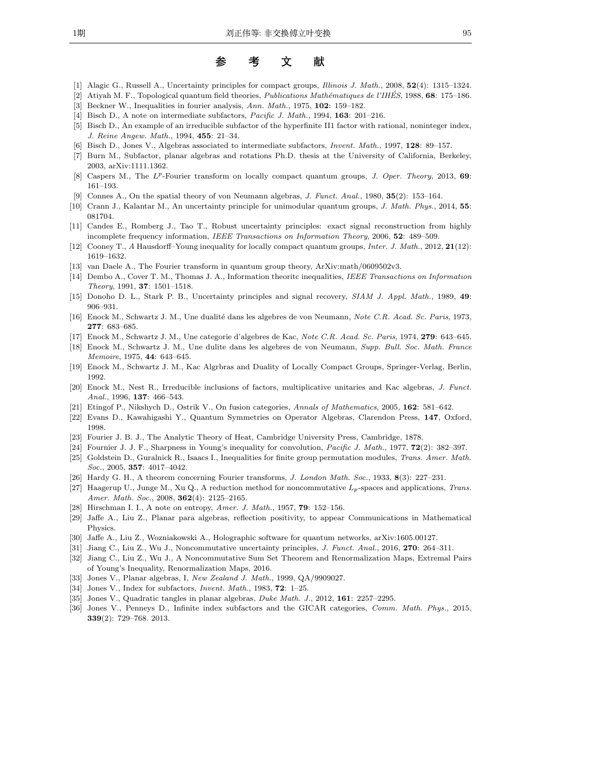# 参 考 文 献

[1] Alagic G., Russell A., Uncertainty principles for compact groups, *Illinois J. Math.*, 2008, **52**(4): 1315–1324.

[2] Atiyah M. F., Topological quantum field theories, *Publications Mathématiques de l'IHÉS*, 1988, **68**: 175–186.

[3] Beckner W., Inequalities in fourier analysis, *Ann. Math.*, 1975, **102**: 159–182.

[4] Bisch D., A note on intermediate subfactors, *Pacific J. Math.*, 1994, **163**: 201–216.

[5] Bisch D., An example of an irreducible subfactor of the hyperfinite II1 factor with rational, noninteger index, *J. Reine Angew. Math.*, 1994, **455**: 21–34.

[6] Bisch D., Jones V., Algebras associated to intermediate subfactors, *Invent. Math.*, 1997, **128**: 89–157.

[7] Burn M., Subfactor, planar algebras and rotations Ph.D. thesis at the University of California, Berkeley, 2003, arXiv:1111.1362.

[8] Caspers M., The $L^p$-Fourier transform on locally compact quantum groups, *J. Oper. Theory*, 2013, **69**: 161–193.

[9] Connes A., On the spatial theory of von Neumann algebras, *J. Funct. Anal.*, 1980, **35**(2): 153–164.

[10] Crann J., Kalantar M., An uncertainty principle for unimodular quantum groups, *J. Math. Phys.*, 2014, **55**: 081704.

[11] Candes E., Romberg J., Tao T., Robust uncertainty principles: exact signal reconstruction from highly incomplete frequency information, *IEEE Transactions on Information Theory*, 2006, **52**: 489–509.

[12] Cooney T., *A* Hausdorff–Young inequality for locally compact quantum groups, *Inter. J. Math.*, 2012, **21**(12): 1619–1632.

[13] van Daele A., The Fourier transform in quantum group theory, ArXiv:math/0609502v3.

[14] Dembo A., Cover T. M., Thomas J. A., Information theoritc inequalities, *IEEE Transactions on Information Theory*, 1991, **37**: 1501–1518.

[15] Donoho D. L., Stark P. B., Uncertainty principles and signal recovery, *SIAM J. Appl. Math.*, 1989, **49**: 906–931.

[16] Enock M., Schwartz J. M., Une dualité dans les algebres de von Neumann, *Note C.R. Acad. Sc. Paris*, 1973, **277**: 683–685.

[17] Enock M., Schwartz J. M., Une categorie d'algebres de Kac, *Note C.R. Acad. Sc. Paris*, 1974, **279**: 643–645.

[18] Enock M., Schwartz J. M., Une dulite dans les algebres de von Neumann, *Supp. Bull. Soc. Math. France Memoire*, 1975, **44**: 643–645.

[19] Enock M., Schwartz J. M., Kac Algrbras and Duality of Locally Compact Groups, Springer-Verlag, Berlin, 1992.

[20] Enock M., Nest R., Irreducible inclusions of factors, multiplicative unitaries and Kac algebras, *J. Funct. Anal.*, 1996, **137**: 466–543.

[21] Etingof P., Nikshych D., Ostrik V., On fusion categories, *Annals of Mathematics*, 2005, **162**: 581–642.

[22] Evans D., Kawahigashi Y., Quantum Symmetries on Operator Algebras, Clarendon Press, **147**, Oxford, 1998.

[23] Fourier J. B. J., The Analytic Theory of Heat, Cambridge University Press, Cambridge, 1878.

[24] Fournier J. J. F., Sharpness in Young's inequality for convolution, *Pacific J. Math.*, 1977, **72**(2): 382–397.

[25] Goldstein D., Guralnick R., Isaacs I., Inequalities for finite group permutation modules, *Trans. Amer. Math. Soc.*, 2005, **357**: 4017–4042.

[26] Hardy G. H., A theorem concerning Fourier transforms, *J. London Math. Soc.*, 1933, **8**(3): 227–231.

[27] Haagerup U., Junge M., Xu Q., A reduction method for noncommutative $L_p$-spaces and applications, *Trans. Amer. Math. Soc.*, 2008, **362**(4): 2125–2165.

[28] Hirschman I. I., A note on entropy, *Amer. J. Math.*, 1957, **79**: 152–156.

[29] Jaffe A., Liu Z., Planar para algebras, reflection positivity, to appear Communications in Mathematical Physics.

[30] Jaffe A., Liu Z., Wozniakowski A., Holographic software for quantum networks, arXiv:1605.00127.

[31] Jiang C., Liu Z., Wu J., Noncommutative uncertainty principles, *J. Funct. Anal.*, 2016, **270**: 264–311.

[32] Jiang C., Liu Z., Wu J., A Noncommutative Sum Set Theorem and Renormalization Maps, Extremal Pairs of Young's Inequality, Renormalization Maps, 2016.

[33] Jones V., Planar algebras, I, *New Zealand J. Math.*, 1999, QA/9909027.

[34] Jones V., Index for subfactors, *Invent. Math.*, 1983, **72**: 1–25.

[35] Jones V., Quadratic tangles in planar algebras, *Duke Math. J.*, 2012, **161**: 2257–2295.

[36] Jones V., Penneys D., Infinite index subfactors and the GICAR categories, *Comm. Math. Phys.*, 2015, **339**(2): 729–768. 2013.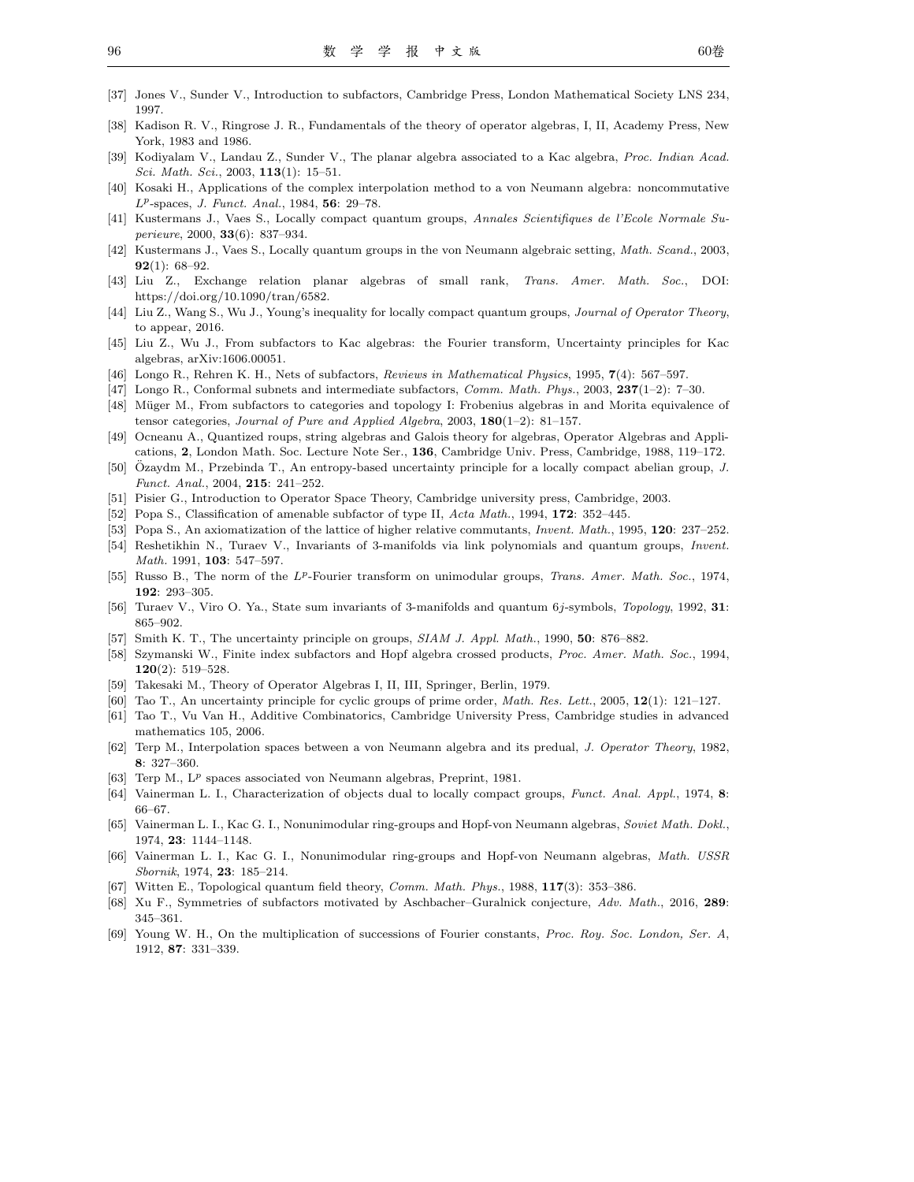[37] Jones V., Sunder V., Introduction to subfactors, Cambridge Press, London Mathematical Society LNS 234, 1997.

[38] Kadison R. V., Ringrose J. R., Fundamentals of the theory of operator algebras, I, II, Academy Press, New York, 1983 and 1986.

[39] Kodiyalam V., Landau Z., Sunder V., The planar algebra associated to a Kac algebra, *Proc. Indian Acad. Sci. Math. Sci.*, 2003, **113**(1): 15–51.

[40] Kosaki H., Applications of the complex interpolation method to a von Neumann algebra: noncommutative $L^p$-spaces, *J. Funct. Anal.*, 1984, **56**: 29–78.

[41] Kustermans J., Vaes S., Locally compact quantum groups, *Annales Scientifiques de l'Ecole Normale Superieure*, 2000, **33**(6): 837–934.

[42] Kustermans J., Vaes S., Locally quantum groups in the von Neumann algebraic setting, *Math. Scand.*, 2003, **92**(1): 68–92.

[43] Liu Z., Exchange relation planar algebras of small rank, *Trans. Amer. Math. Soc.*, DOI: https://doi.org/10.1090/tran/6582.

[44] Liu Z., Wang S., Wu J., Young's inequality for locally compact quantum groups, *Journal of Operator Theory*, to appear, 2016.

[45] Liu Z., Wu J., From subfactors to Kac algebras: the Fourier transform, Uncertainty principles for Kac algebras, arXiv:1606.00051.

[46] Longo R., Rehren K. H., Nets of subfactors, *Reviews in Mathematical Physics*, 1995, **7**(4): 567–597.

[47] Longo R., Conformal subnets and intermediate subfactors, *Comm. Math. Phys.*, 2003, **237**(1–2): 7–30.

[48] Müger M., From subfactors to categories and topology I: Frobenius algebras in and Morita equivalence of tensor categories, *Journal of Pure and Applied Algebra*, 2003, **180**(1–2): 81–157.

[49] Ocneanu A., Quantized roups, string algebras and Galois theory for algebras, Operator Algebras and Applications, **2**, London Math. Soc. Lecture Note Ser., **136**, Cambridge Univ. Press, Cambridge, 1988, 119–172.

[50] Özaydm M., Przebinda T., An entropy-based uncertainty principle for a locally compact abelian group, *J. Funct. Anal.*, 2004, **215**: 241–252.

[51] Pisier G., Introduction to Operator Space Theory, Cambridge university press, Cambridge, 2003.

[52] Popa S., Classification of amenable subfactor of type II, *Acta Math.*, 1994, **172**: 352–445.

[53] Popa S., An axiomatization of the lattice of higher relative commutants, *Invent. Math.*, 1995, **120**: 237–252.

[54] Reshetikhin N., Turaev V., Invariants of 3-manifolds via link polynomials and quantum groups, *Invent. Math.* 1991, **103**: 547–597.

[55] Russo B., The norm of the $L^p$-Fourier transform on unimodular groups, *Trans. Amer. Math. Soc.*, 1974, **192**: 293–305.

[56] Turaev V., Viro O. Ya., State sum invariants of 3-manifolds and quantum 6$j$-symbols, *Topology*, 1992, **31**: 865–902.

[57] Smith K. T., The uncertainty principle on groups, *SIAM J. Appl. Math.*, 1990, **50**: 876–882.

[58] Szymanski W., Finite index subfactors and Hopf algebra crossed products, *Proc. Amer. Math. Soc.*, 1994, **120**(2): 519–528.

[59] Takesaki M., Theory of Operator Algebras I, II, III, Springer, Berlin, 1979.

[60] Tao T., An uncertainty principle for cyclic groups of prime order, *Math. Res. Lett.*, 2005, **12**(1): 121–127.

[61] Tao T., Vu Van H., Additive Combinatorics, Cambridge University Press, Cambridge studies in advanced mathematics 105, 2006.

[62] Terp M., Interpolation spaces between a von Neumann algebra and its predual, *J. Operator Theory*, 1982, **8**: 327–360.

[63] Terp M., $L^p$ spaces associated von Neumann algebras, Preprint, 1981.

[64] Vainerman L. I., Characterization of objects dual to locally compact groups, *Funct. Anal. Appl.*, 1974, **8**: 66–67.

[65] Vainerman L. I., Kac G. I., Nonunimodular ring-groups and Hopf-von Neumann algebras, *Soviet Math. Dokl.*, 1974, **23**: 1144–1148.

[66] Vainerman L. I., Kac G. I., Nonunimodular ring-groups and Hopf-von Neumann algebras, *Math. USSR Sbornik*, 1974, **23**: 185–214.

[67] Witten E., Topological quantum field theory, *Comm. Math. Phys.*, 1988, **117**(3): 353–386.

[68] Xu F., Symmetries of subfactors motivated by Aschbacher–Guralnick conjecture, *Adv. Math.*, 2016, **289**: 345–361.

[69] Young W. H., On the multiplication of successions of Fourier constants, *Proc. Roy. Soc. London, Ser. A*, 1912, **87**: 331–339.